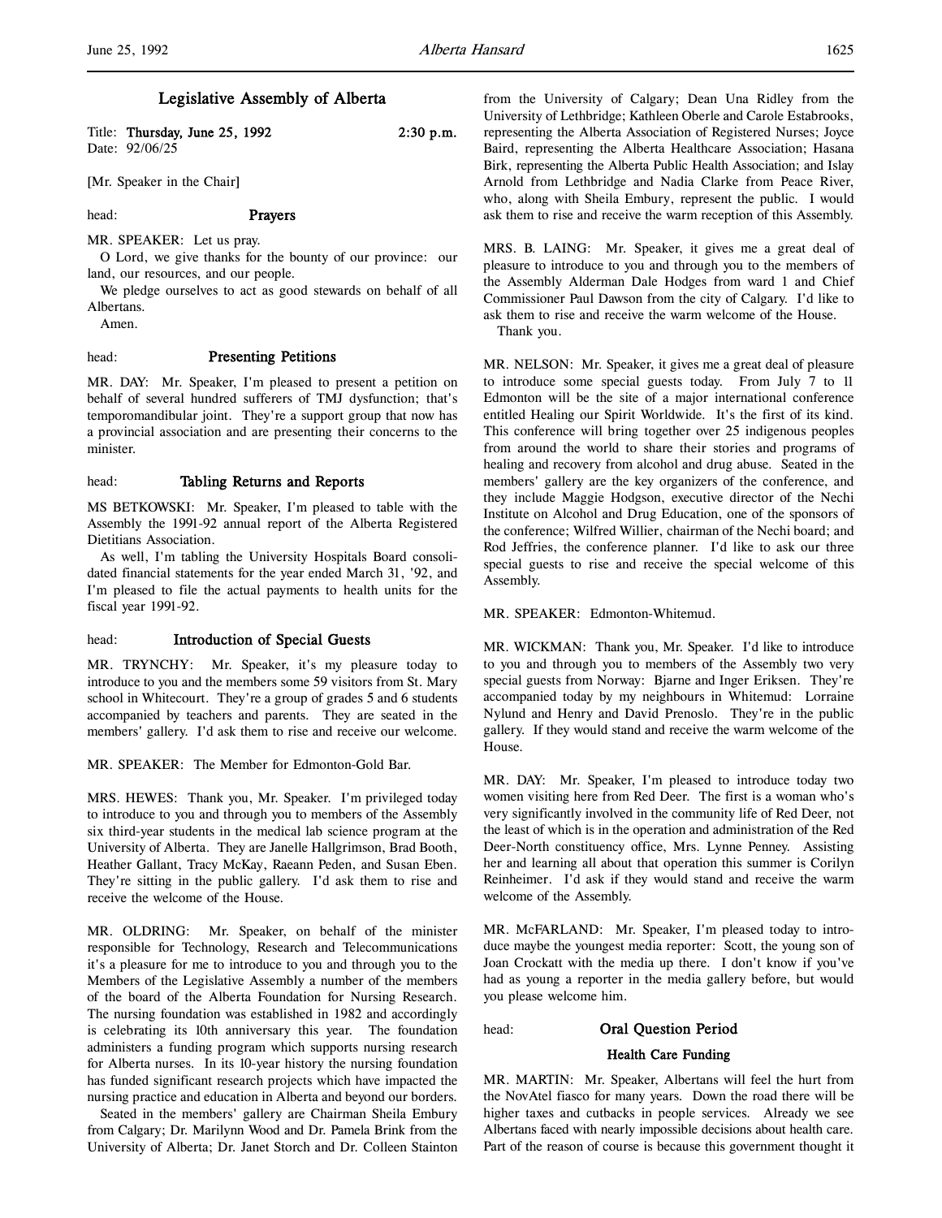# Legislative Assembly of Alberta

Title: **Thursday, June 25, 1992** **2:30 p.m.**
Date: 92/06/25

[Mr. Speaker in the Chair]

head: **Prayers**

MR. SPEAKER: Let us pray.

O Lord, we give thanks for the bounty of our province: our land, our resources, and our people.

We pledge ourselves to act as good stewards on behalf of all Albertans.

Amen.

head: **Presenting Petitions**

MR. DAY: Mr. Speaker, I'm pleased to present a petition on behalf of several hundred sufferers of TMJ dysfunction; that's temporomandibular joint. They're a support group that now has a provincial association and are presenting their concerns to the minister.

head: **Tabling Returns and Reports**

MS BETKOWSKI: Mr. Speaker, I'm pleased to table with the Assembly the 1991-92 annual report of the Alberta Registered Dietitians Association.

As well, I'm tabling the University Hospitals Board consolidated financial statements for the year ended March 31, '92, and I'm pleased to file the actual payments to health units for the fiscal year 1991-92.

head: **Introduction of Special Guests**

MR. TRYNCHY: Mr. Speaker, it's my pleasure today to introduce to you and the members some 59 visitors from St. Mary school in Whitecourt. They're a group of grades 5 and 6 students accompanied by teachers and parents. They are seated in the members' gallery. I'd ask them to rise and receive our welcome.

MR. SPEAKER: The Member for Edmonton-Gold Bar.

MRS. HEWES: Thank you, Mr. Speaker. I'm privileged today to introduce to you and through you to members of the Assembly six third-year students in the medical lab science program at the University of Alberta. They are Janelle Hallgrimson, Brad Booth, Heather Gallant, Tracy McKay, Raeann Peden, and Susan Eben. They're sitting in the public gallery. I'd ask them to rise and receive the welcome of the House.

MR. OLDRING: Mr. Speaker, on behalf of the minister responsible for Technology, Research and Telecommunications it's a pleasure for me to introduce to you and through you to the Members of the Legislative Assembly a number of the members of the board of the Alberta Foundation for Nursing Research. The nursing foundation was established in 1982 and accordingly is celebrating its 10th anniversary this year. The foundation administers a funding program which supports nursing research for Alberta nurses. In its 10-year history the nursing foundation has funded significant research projects which have impacted the nursing practice and education in Alberta and beyond our borders.

Seated in the members' gallery are Chairman Sheila Embury from Calgary; Dr. Marilynn Wood and Dr. Pamela Brink from the University of Alberta; Dr. Janet Storch and Dr. Colleen Stainton from the University of Calgary; Dean Una Ridley from the University of Lethbridge; Kathleen Oberle and Carole Estabrooks, representing the Alberta Association of Registered Nurses; Joyce Baird, representing the Alberta Healthcare Association; Hasana Birk, representing the Alberta Public Health Association; and Islay Arnold from Lethbridge and Nadia Clarke from Peace River, who, along with Sheila Embury, represent the public. I would ask them to rise and receive the warm reception of this Assembly.

MRS. B. LAING: Mr. Speaker, it gives me a great deal of pleasure to introduce to you and through you to the members of the Assembly Alderman Dale Hodges from ward 1 and Chief Commissioner Paul Dawson from the city of Calgary. I'd like to ask them to rise and receive the warm welcome of the House.

Thank you.

MR. NELSON: Mr. Speaker, it gives me a great deal of pleasure to introduce some special guests today. From July 7 to 11 Edmonton will be the site of a major international conference entitled Healing our Spirit Worldwide. It's the first of its kind. This conference will bring together over 25 indigenous peoples from around the world to share their stories and programs of healing and recovery from alcohol and drug abuse. Seated in the members' gallery are the key organizers of the conference, and they include Maggie Hodgson, executive director of the Nechi Institute on Alcohol and Drug Education, one of the sponsors of the conference; Wilfred Willier, chairman of the Nechi board; and Rod Jeffries, the conference planner. I'd like to ask our three special guests to rise and receive the special welcome of this Assembly.

MR. SPEAKER: Edmonton-Whitemud.

MR. WICKMAN: Thank you, Mr. Speaker. I'd like to introduce to you and through you to members of the Assembly two very special guests from Norway: Bjarne and Inger Eriksen. They're accompanied today by my neighbours in Whitemud: Lorraine Nylund and Henry and David Prenoslo. They're in the public gallery. If they would stand and receive the warm welcome of the House.

MR. DAY: Mr. Speaker, I'm pleased to introduce today two women visiting here from Red Deer. The first is a woman who's very significantly involved in the community life of Red Deer, not the least of which is in the operation and administration of the Red Deer-North constituency office, Mrs. Lynne Penney. Assisting her and learning all about that operation this summer is Corilyn Reinheimer. I'd ask if they would stand and receive the warm welcome of the Assembly.

MR. McFARLAND: Mr. Speaker, I'm pleased today to introduce maybe the youngest media reporter: Scott, the young son of Joan Crockatt with the media up there. I don't know if you've had as young a reporter in the media gallery before, but would you please welcome him.

head: **Oral Question Period**

## Health Care Funding

MR. MARTIN: Mr. Speaker, Albertans will feel the hurt from the NovAtel fiasco for many years. Down the road there will be higher taxes and cutbacks in people services. Already we see Albertans faced with nearly impossible decisions about health care. Part of the reason of course is because this government thought it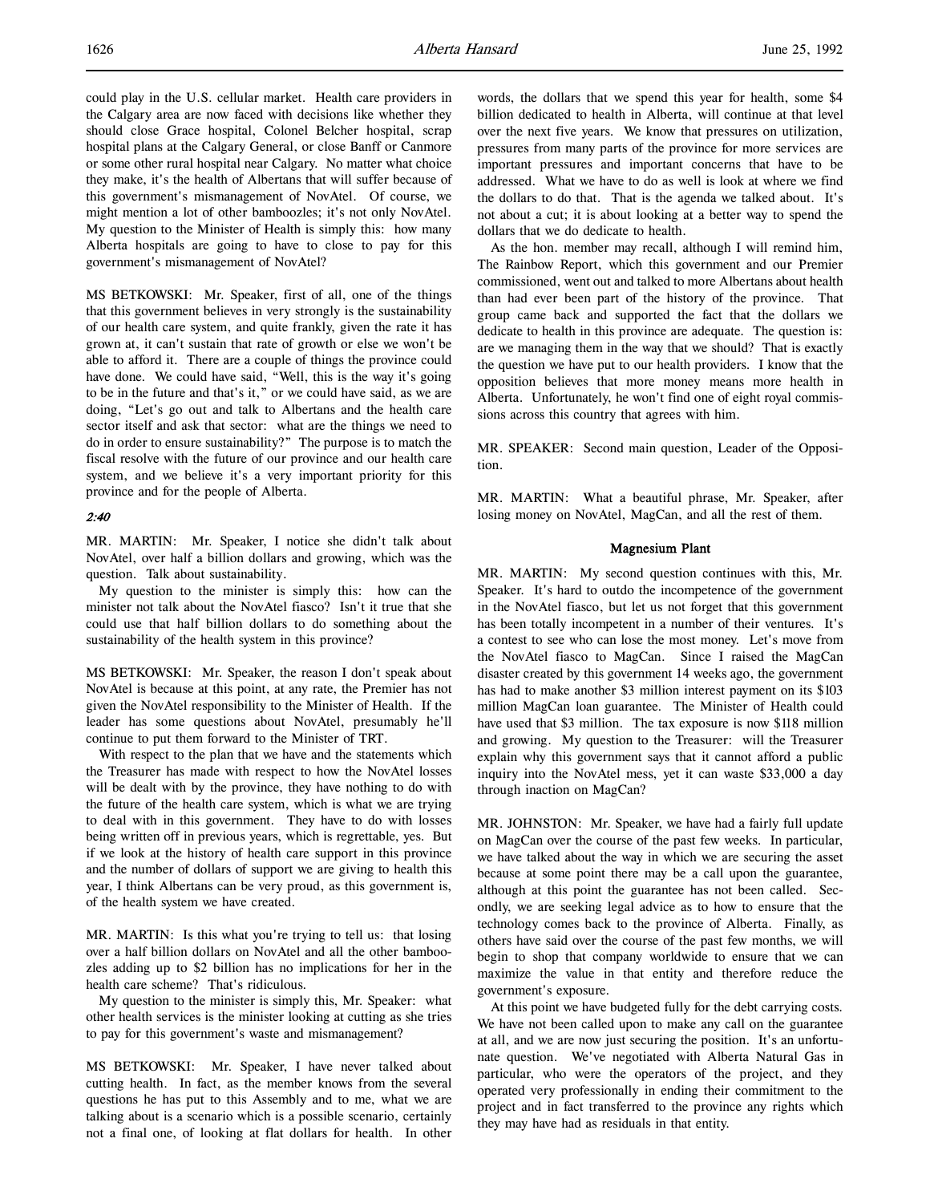could play in the U.S. cellular market. Health care providers in the Calgary area are now faced with decisions like whether they should close Grace hospital, Colonel Belcher hospital, scrap hospital plans at the Calgary General, or close Banff or Canmore or some other rural hospital near Calgary. No matter what choice they make, it's the health of Albertans that will suffer because of this government's mismanagement of NovAtel. Of course, we might mention a lot of other bamboozles; it's not only NovAtel. My question to the Minister of Health is simply this: how many Alberta hospitals are going to have to close to pay for this government's mismanagement of NovAtel?

MS BETKOWSKI: Mr. Speaker, first of all, one of the things that this government believes in very strongly is the sustainability of our health care system, and quite frankly, given the rate it has grown at, it can't sustain that rate of growth or else we won't be able to afford it. There are a couple of things the province could have done. We could have said, "Well, this is the way it's going to be in the future and that's it," or we could have said, as we are doing, "Let's go out and talk to Albertans and the health care sector itself and ask that sector: what are the things we need to do in order to ensure sustainability?" The purpose is to match the fiscal resolve with the future of our province and our health care system, and we believe it's a very important priority for this province and for the people of Alberta.

*2:40*

MR. MARTIN: Mr. Speaker, I notice she didn't talk about NovAtel, over half a billion dollars and growing, which was the question. Talk about sustainability.

My question to the minister is simply this: how can the minister not talk about the NovAtel fiasco? Isn't it true that she could use that half billion dollars to do something about the sustainability of the health system in this province?

MS BETKOWSKI: Mr. Speaker, the reason I don't speak about NovAtel is because at this point, at any rate, the Premier has not given the NovAtel responsibility to the Minister of Health. If the leader has some questions about NovAtel, presumably he'll continue to put them forward to the Minister of TRT.

With respect to the plan that we have and the statements which the Treasurer has made with respect to how the NovAtel losses will be dealt with by the province, they have nothing to do with the future of the health care system, which is what we are trying to deal with in this government. They have to do with losses being written off in previous years, which is regrettable, yes. But if we look at the history of health care support in this province and the number of dollars of support we are giving to health this year, I think Albertans can be very proud, as this government is, of the health system we have created.

MR. MARTIN: Is this what you're trying to tell us: that losing over a half billion dollars on NovAtel and all the other bamboozles adding up to $2 billion has no implications for her in the health care scheme? That's ridiculous.

My question to the minister is simply this, Mr. Speaker: what other health services is the minister looking at cutting as she tries to pay for this government's waste and mismanagement?

MS BETKOWSKI: Mr. Speaker, I have never talked about cutting health. In fact, as the member knows from the several questions he has put to this Assembly and to me, what we are talking about is a scenario which is a possible scenario, certainly not a final one, of looking at flat dollars for health. In other words, the dollars that we spend this year for health, some $4 billion dedicated to health in Alberta, will continue at that level over the next five years. We know that pressures on utilization, pressures from many parts of the province for more services are important pressures and important concerns that have to be addressed. What we have to do as well is look at where we find the dollars to do that. That is the agenda we talked about. It's not about a cut; it is about looking at a better way to spend the dollars that we do dedicate to health.

As the hon. member may recall, although I will remind him, The Rainbow Report, which this government and our Premier commissioned, went out and talked to more Albertans about health than had ever been part of the history of the province. That group came back and supported the fact that the dollars we dedicate to health in this province are adequate. The question is: are we managing them in the way that we should? That is exactly the question we have put to our health providers. I know that the opposition believes that more money means more health in Alberta. Unfortunately, he won't find one of eight royal commissions across this country that agrees with him.

MR. SPEAKER: Second main question, Leader of the Opposition.

MR. MARTIN: What a beautiful phrase, Mr. Speaker, after losing money on NovAtel, MagCan, and all the rest of them.

### Magnesium Plant

MR. MARTIN: My second question continues with this, Mr. Speaker. It's hard to outdo the incompetence of the government in the NovAtel fiasco, but let us not forget that this government has been totally incompetent in a number of their ventures. It's a contest to see who can lose the most money. Let's move from the NovAtel fiasco to MagCan. Since I raised the MagCan disaster created by this government 14 weeks ago, the government has had to make another $3 million interest payment on its $103 million MagCan loan guarantee. The Minister of Health could have used that $3 million. The tax exposure is now $118 million and growing. My question to the Treasurer: will the Treasurer explain why this government says that it cannot afford a public inquiry into the NovAtel mess, yet it can waste $33,000 a day through inaction on MagCan?

MR. JOHNSTON: Mr. Speaker, we have had a fairly full update on MagCan over the course of the past few weeks. In particular, we have talked about the way in which we are securing the asset because at some point there may be a call upon the guarantee, although at this point the guarantee has not been called. Secondly, we are seeking legal advice as to how to ensure that the technology comes back to the province of Alberta. Finally, as others have said over the course of the past few months, we will begin to shop that company worldwide to ensure that we can maximize the value in that entity and therefore reduce the government's exposure.

At this point we have budgeted fully for the debt carrying costs. We have not been called upon to make any call on the guarantee at all, and we are now just securing the position. It's an unfortunate question. We've negotiated with Alberta Natural Gas in particular, who were the operators of the project, and they operated very professionally in ending their commitment to the project and in fact transferred to the province any rights which they may have had as residuals in that entity.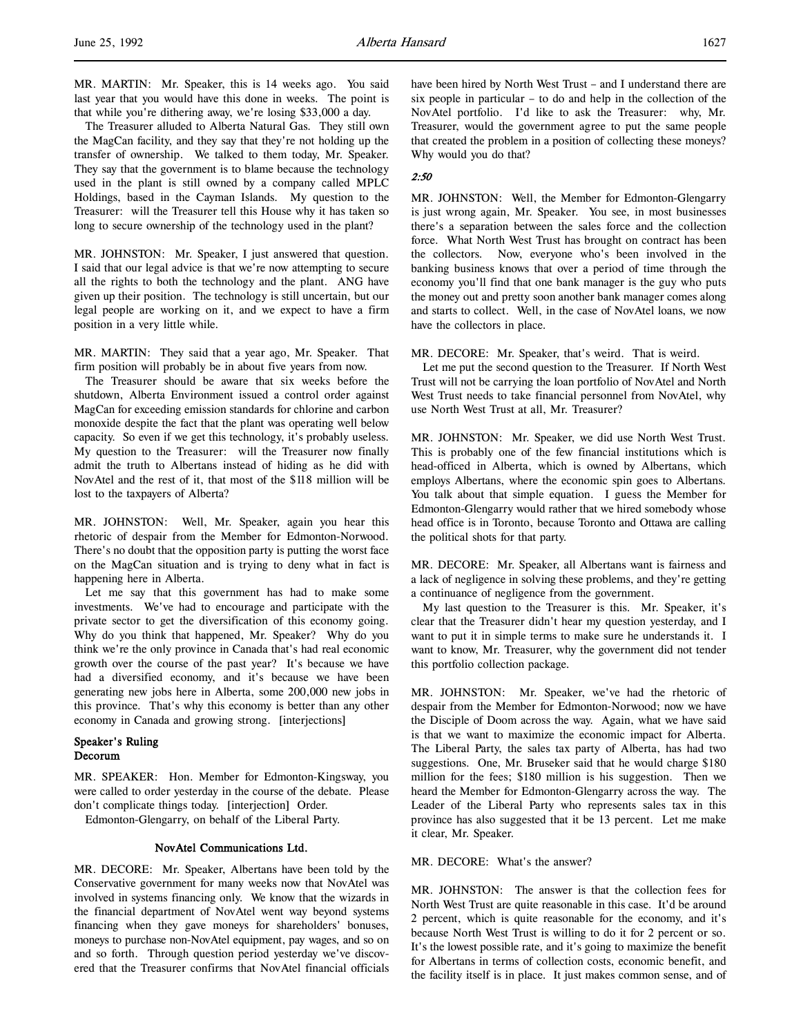MR. MARTIN: Mr. Speaker, this is 14 weeks ago. You said last year that you would have this done in weeks. The point is that while you're dithering away, we're losing $33,000 a day.

The Treasurer alluded to Alberta Natural Gas. They still own the MagCan facility, and they say that they're not holding up the transfer of ownership. We talked to them today, Mr. Speaker. They say that the government is to blame because the technology used in the plant is still owned by a company called MPLC Holdings, based in the Cayman Islands. My question to the Treasurer: will the Treasurer tell this House why it has taken so long to secure ownership of the technology used in the plant?

MR. JOHNSTON: Mr. Speaker, I just answered that question. I said that our legal advice is that we're now attempting to secure all the rights to both the technology and the plant. ANG have given up their position. The technology is still uncertain, but our legal people are working on it, and we expect to have a firm position in a very little while.

MR. MARTIN: They said that a year ago, Mr. Speaker. That firm position will probably be in about five years from now.

The Treasurer should be aware that six weeks before the shutdown, Alberta Environment issued a control order against MagCan for exceeding emission standards for chlorine and carbon monoxide despite the fact that the plant was operating well below capacity. So even if we get this technology, it's probably useless. My question to the Treasurer: will the Treasurer now finally admit the truth to Albertans instead of hiding as he did with NovAtel and the rest of it, that most of the $118 million will be lost to the taxpayers of Alberta?

MR. JOHNSTON: Well, Mr. Speaker, again you hear this rhetoric of despair from the Member for Edmonton-Norwood. There's no doubt that the opposition party is putting the worst face on the MagCan situation and is trying to deny what in fact is happening here in Alberta.

Let me say that this government has had to make some investments. We've had to encourage and participate with the private sector to get the diversification of this economy going. Why do you think that happened, Mr. Speaker? Why do you think we're the only province in Canada that's had real economic growth over the course of the past year? It's because we have had a diversified economy, and it's because we have been generating new jobs here in Alberta, some 200,000 new jobs in this province. That's why this economy is better than any other economy in Canada and growing strong. [interjections]

### Speaker's Ruling
### Decorum

MR. SPEAKER: Hon. Member for Edmonton-Kingsway, you were called to order yesterday in the course of the debate. Please don't complicate things today. [interjection] Order.

Edmonton-Glengarry, on behalf of the Liberal Party.

### NovAtel Communications Ltd.

MR. DECORE: Mr. Speaker, Albertans have been told by the Conservative government for many weeks now that NovAtel was involved in systems financing only. We know that the wizards in the financial department of NovAtel went way beyond systems financing when they gave moneys for shareholders' bonuses, moneys to purchase non-NovAtel equipment, pay wages, and so on and so forth. Through question period yesterday we've discovered that the Treasurer confirms that NovAtel financial officials have been hired by North West Trust – and I understand there are six people in particular – to do and help in the collection of the NovAtel portfolio. I'd like to ask the Treasurer: why, Mr. Treasurer, would the government agree to put the same people that created the problem in a position of collecting these moneys? Why would you do that?

*2:50*

MR. JOHNSTON: Well, the Member for Edmonton-Glengarry is just wrong again, Mr. Speaker. You see, in most businesses there's a separation between the sales force and the collection force. What North West Trust has brought on contract has been the collectors. Now, everyone who's been involved in the banking business knows that over a period of time through the economy you'll find that one bank manager is the guy who puts the money out and pretty soon another bank manager comes along and starts to collect. Well, in the case of NovAtel loans, we now have the collectors in place.

MR. DECORE: Mr. Speaker, that's weird. That is weird.

Let me put the second question to the Treasurer. If North West Trust will not be carrying the loan portfolio of NovAtel and North West Trust needs to take financial personnel from NovAtel, why use North West Trust at all, Mr. Treasurer?

MR. JOHNSTON: Mr. Speaker, we did use North West Trust. This is probably one of the few financial institutions which is head-officed in Alberta, which is owned by Albertans, which employs Albertans, where the economic spin goes to Albertans. You talk about that simple equation. I guess the Member for Edmonton-Glengarry would rather that we hired somebody whose head office is in Toronto, because Toronto and Ottawa are calling the political shots for that party.

MR. DECORE: Mr. Speaker, all Albertans want is fairness and a lack of negligence in solving these problems, and they're getting a continuance of negligence from the government.

My last question to the Treasurer is this. Mr. Speaker, it's clear that the Treasurer didn't hear my question yesterday, and I want to put it in simple terms to make sure he understands it. I want to know, Mr. Treasurer, why the government did not tender this portfolio collection package.

MR. JOHNSTON: Mr. Speaker, we've had the rhetoric of despair from the Member for Edmonton-Norwood; now we have the Disciple of Doom across the way. Again, what we have said is that we want to maximize the economic impact for Alberta. The Liberal Party, the sales tax party of Alberta, has had two suggestions. One, Mr. Bruseker said that he would charge $180 million for the fees; $180 million is his suggestion. Then we heard the Member for Edmonton-Glengarry across the way. The Leader of the Liberal Party who represents sales tax in this province has also suggested that it be 13 percent. Let me make it clear, Mr. Speaker.

MR. DECORE: What's the answer?

MR. JOHNSTON: The answer is that the collection fees for North West Trust are quite reasonable in this case. It'd be around 2 percent, which is quite reasonable for the economy, and it's because North West Trust is willing to do it for 2 percent or so. It's the lowest possible rate, and it's going to maximize the benefit for Albertans in terms of collection costs, economic benefit, and the facility itself is in place. It just makes common sense, and of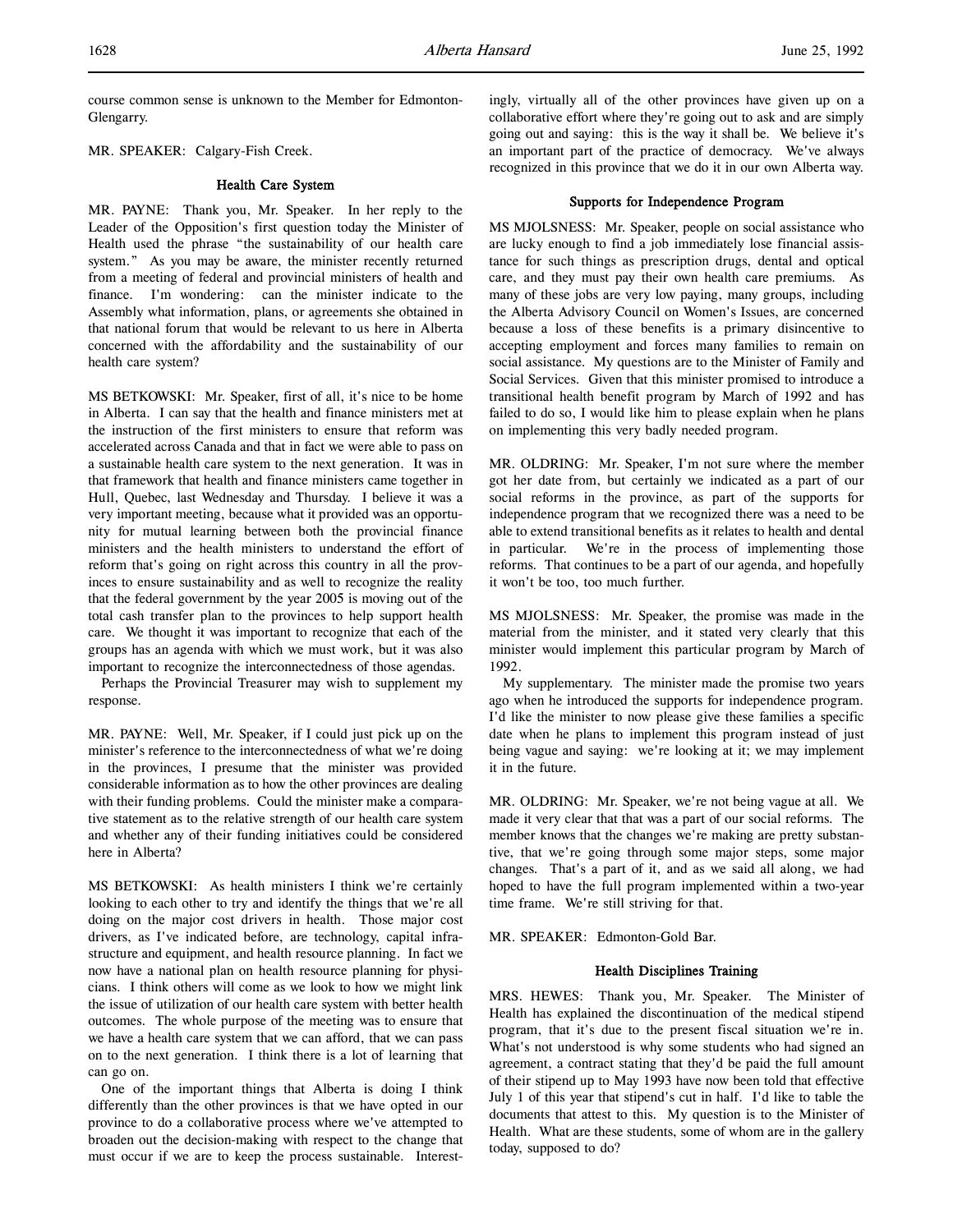course common sense is unknown to the Member for Edmonton-Glengarry.

MR. SPEAKER: Calgary-Fish Creek.

### Health Care System

MR. PAYNE: Thank you, Mr. Speaker. In her reply to the Leader of the Opposition's first question today the Minister of Health used the phrase "the sustainability of our health care system." As you may be aware, the minister recently returned from a meeting of federal and provincial ministers of health and finance. I'm wondering: can the minister indicate to the Assembly what information, plans, or agreements she obtained in that national forum that would be relevant to us here in Alberta concerned with the affordability and the sustainability of our health care system?

MS BETKOWSKI: Mr. Speaker, first of all, it's nice to be home in Alberta. I can say that the health and finance ministers met at the instruction of the first ministers to ensure that reform was accelerated across Canada and that in fact we were able to pass on a sustainable health care system to the next generation. It was in that framework that health and finance ministers came together in Hull, Quebec, last Wednesday and Thursday. I believe it was a very important meeting, because what it provided was an opportunity for mutual learning between both the provincial finance ministers and the health ministers to understand the effort of reform that's going on right across this country in all the provinces to ensure sustainability and as well to recognize the reality that the federal government by the year 2005 is moving out of the total cash transfer plan to the provinces to help support health care. We thought it was important to recognize that each of the groups has an agenda with which we must work, but it was also important to recognize the interconnectedness of those agendas.

Perhaps the Provincial Treasurer may wish to supplement my response.

MR. PAYNE: Well, Mr. Speaker, if I could just pick up on the minister's reference to the interconnectedness of what we're doing in the provinces, I presume that the minister was provided considerable information as to how the other provinces are dealing with their funding problems. Could the minister make a comparative statement as to the relative strength of our health care system and whether any of their funding initiatives could be considered here in Alberta?

MS BETKOWSKI: As health ministers I think we're certainly looking to each other to try and identify the things that we're all doing on the major cost drivers in health. Those major cost drivers, as I've indicated before, are technology, capital infrastructure and equipment, and health resource planning. In fact we now have a national plan on health resource planning for physicians. I think others will come as we look to how we might link the issue of utilization of our health care system with better health outcomes. The whole purpose of the meeting was to ensure that we have a health care system that we can afford, that we can pass on to the next generation. I think there is a lot of learning that can go on.

One of the important things that Alberta is doing I think differently than the other provinces is that we have opted in our province to do a collaborative process where we've attempted to broaden out the decision-making with respect to the change that must occur if we are to keep the process sustainable. Interestingly, virtually all of the other provinces have given up on a collaborative effort where they're going out to ask and are simply going out and saying: this is the way it shall be. We believe it's an important part of the practice of democracy. We've always recognized in this province that we do it in our own Alberta way.

### Supports for Independence Program

MS MJOLSNESS: Mr. Speaker, people on social assistance who are lucky enough to find a job immediately lose financial assistance for such things as prescription drugs, dental and optical care, and they must pay their own health care premiums. As many of these jobs are very low paying, many groups, including the Alberta Advisory Council on Women's Issues, are concerned because a loss of these benefits is a primary disincentive to accepting employment and forces many families to remain on social assistance. My questions are to the Minister of Family and Social Services. Given that this minister promised to introduce a transitional health benefit program by March of 1992 and has failed to do so, I would like him to please explain when he plans on implementing this very badly needed program.

MR. OLDRING: Mr. Speaker, I'm not sure where the member got her date from, but certainly we indicated as a part of our social reforms in the province, as part of the supports for independence program that we recognized there was a need to be able to extend transitional benefits as it relates to health and dental in particular. We're in the process of implementing those reforms. That continues to be a part of our agenda, and hopefully it won't be too, too much further.

MS MJOLSNESS: Mr. Speaker, the promise was made in the material from the minister, and it stated very clearly that this minister would implement this particular program by March of 1992.

My supplementary. The minister made the promise two years ago when he introduced the supports for independence program. I'd like the minister to now please give these families a specific date when he plans to implement this program instead of just being vague and saying: we're looking at it; we may implement it in the future.

MR. OLDRING: Mr. Speaker, we're not being vague at all. We made it very clear that that was a part of our social reforms. The member knows that the changes we're making are pretty substantive, that we're going through some major steps, some major changes. That's a part of it, and as we said all along, we had hoped to have the full program implemented within a two-year time frame. We're still striving for that.

MR. SPEAKER: Edmonton-Gold Bar.

### Health Disciplines Training

MRS. HEWES: Thank you, Mr. Speaker. The Minister of Health has explained the discontinuation of the medical stipend program, that it's due to the present fiscal situation we're in. What's not understood is why some students who had signed an agreement, a contract stating that they'd be paid the full amount of their stipend up to May 1993 have now been told that effective July 1 of this year that stipend's cut in half. I'd like to table the documents that attest to this. My question is to the Minister of Health. What are these students, some of whom are in the gallery today, supposed to do?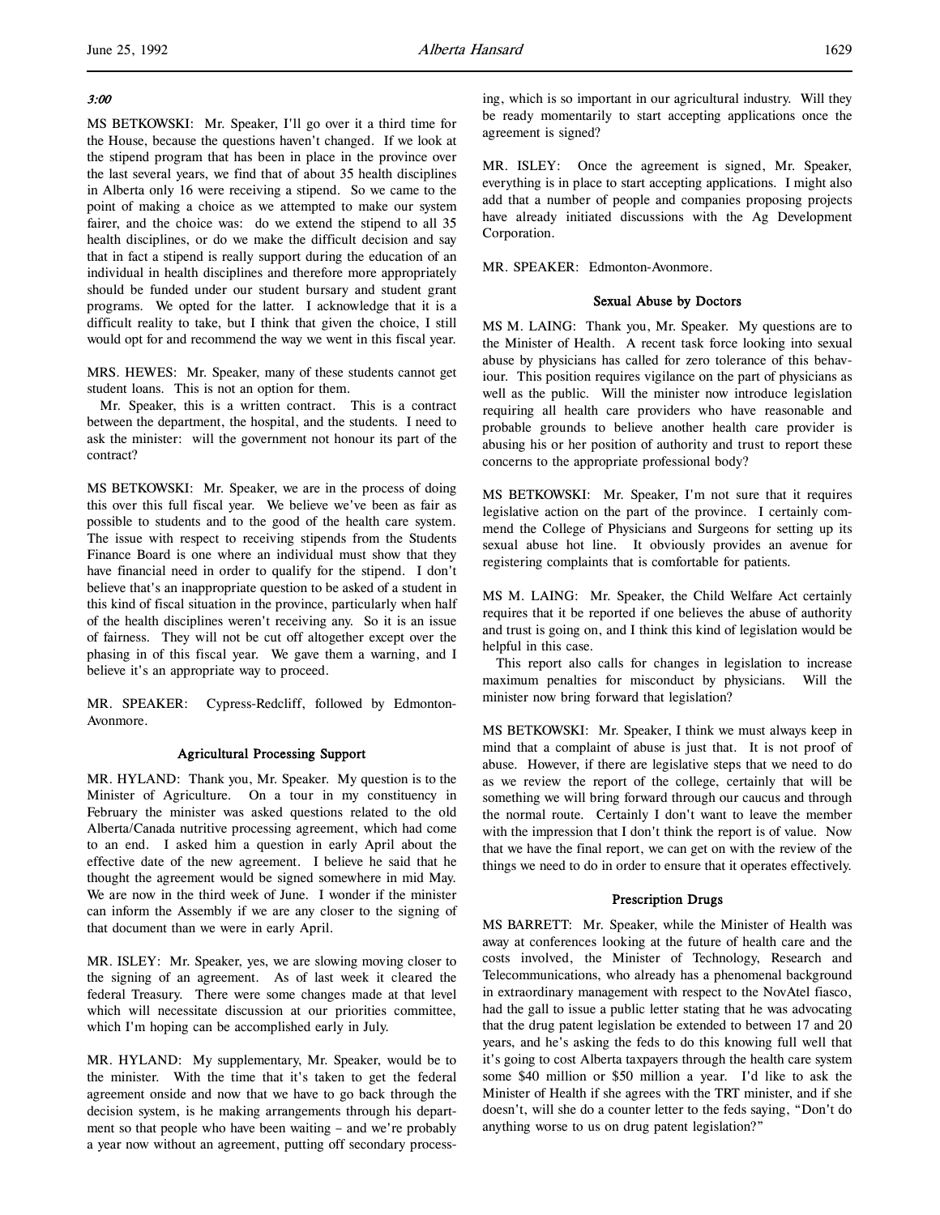*3:00*

MS BETKOWSKI: Mr. Speaker, I'll go over it a third time for the House, because the questions haven't changed. If we look at the stipend program that has been in place in the province over the last several years, we find that of about 35 health disciplines in Alberta only 16 were receiving a stipend. So we came to the point of making a choice as we attempted to make our system fairer, and the choice was: do we extend the stipend to all 35 health disciplines, or do we make the difficult decision and say that in fact a stipend is really support during the education of an individual in health disciplines and therefore more appropriately should be funded under our student bursary and student grant programs. We opted for the latter. I acknowledge that it is a difficult reality to take, but I think that given the choice, I still would opt for and recommend the way we went in this fiscal year.

MRS. HEWES: Mr. Speaker, many of these students cannot get student loans. This is not an option for them.

Mr. Speaker, this is a written contract. This is a contract between the department, the hospital, and the students. I need to ask the minister: will the government not honour its part of the contract?

MS BETKOWSKI: Mr. Speaker, we are in the process of doing this over this full fiscal year. We believe we've been as fair as possible to students and to the good of the health care system. The issue with respect to receiving stipends from the Students Finance Board is one where an individual must show that they have financial need in order to qualify for the stipend. I don't believe that's an inappropriate question to be asked of a student in this kind of fiscal situation in the province, particularly when half of the health disciplines weren't receiving any. So it is an issue of fairness. They will not be cut off altogether except over the phasing in of this fiscal year. We gave them a warning, and I believe it's an appropriate way to proceed.

MR. SPEAKER: Cypress-Redcliff, followed by Edmonton-Avonmore.

### Agricultural Processing Support

MR. HYLAND: Thank you, Mr. Speaker. My question is to the Minister of Agriculture. On a tour in my constituency in February the minister was asked questions related to the old Alberta/Canada nutritive processing agreement, which had come to an end. I asked him a question in early April about the effective date of the new agreement. I believe he said that he thought the agreement would be signed somewhere in mid May. We are now in the third week of June. I wonder if the minister can inform the Assembly if we are any closer to the signing of that document than we were in early April.

MR. ISLEY: Mr. Speaker, yes, we are slowing moving closer to the signing of an agreement. As of last week it cleared the federal Treasury. There were some changes made at that level which will necessitate discussion at our priorities committee, which I'm hoping can be accomplished early in July.

MR. HYLAND: My supplementary, Mr. Speaker, would be to the minister. With the time that it's taken to get the federal agreement onside and now that we have to go back through the decision system, is he making arrangements through his department so that people who have been waiting – and we're probably a year now without an agreement, putting off secondary processing, which is so important in our agricultural industry. Will they be ready momentarily to start accepting applications once the agreement is signed?

MR. ISLEY: Once the agreement is signed, Mr. Speaker, everything is in place to start accepting applications. I might also add that a number of people and companies proposing projects have already initiated discussions with the Ag Development Corporation.

MR. SPEAKER: Edmonton-Avonmore.

### Sexual Abuse by Doctors

MS M. LAING: Thank you, Mr. Speaker. My questions are to the Minister of Health. A recent task force looking into sexual abuse by physicians has called for zero tolerance of this behaviour. This position requires vigilance on the part of physicians as well as the public. Will the minister now introduce legislation requiring all health care providers who have reasonable and probable grounds to believe another health care provider is abusing his or her position of authority and trust to report these concerns to the appropriate professional body?

MS BETKOWSKI: Mr. Speaker, I'm not sure that it requires legislative action on the part of the province. I certainly commend the College of Physicians and Surgeons for setting up its sexual abuse hot line. It obviously provides an avenue for registering complaints that is comfortable for patients.

MS M. LAING: Mr. Speaker, the Child Welfare Act certainly requires that it be reported if one believes the abuse of authority and trust is going on, and I think this kind of legislation would be helpful in this case.

This report also calls for changes in legislation to increase maximum penalties for misconduct by physicians. Will the minister now bring forward that legislation?

MS BETKOWSKI: Mr. Speaker, I think we must always keep in mind that a complaint of abuse is just that. It is not proof of abuse. However, if there are legislative steps that we need to do as we review the report of the college, certainly that will be something we will bring forward through our caucus and through the normal route. Certainly I don't want to leave the member with the impression that I don't think the report is of value. Now that we have the final report, we can get on with the review of the things we need to do in order to ensure that it operates effectively.

### Prescription Drugs

MS BARRETT: Mr. Speaker, while the Minister of Health was away at conferences looking at the future of health care and the costs involved, the Minister of Technology, Research and Telecommunications, who already has a phenomenal background in extraordinary management with respect to the NovAtel fiasco, had the gall to issue a public letter stating that he was advocating that the drug patent legislation be extended to between 17 and 20 years, and he's asking the feds to do this knowing full well that it's going to cost Alberta taxpayers through the health care system some $40 million or $50 million a year. I'd like to ask the Minister of Health if she agrees with the TRT minister, and if she doesn't, will she do a counter letter to the feds saying, "Don't do anything worse to us on drug patent legislation?"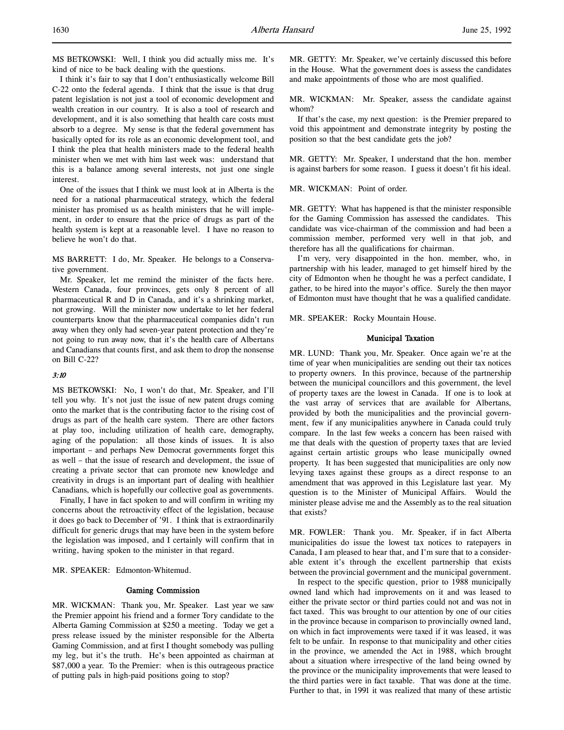MS BETKOWSKI: Well, I think you did actually miss me. It's kind of nice to be back dealing with the questions.

I think it's fair to say that I don't enthusiastically welcome Bill C-22 onto the federal agenda. I think that the issue is that drug patent legislation is not just a tool of economic development and wealth creation in our country. It is also a tool of research and development, and it is also something that health care costs must absorb to a degree. My sense is that the federal government has basically opted for its role as an economic development tool, and I think the plea that health ministers made to the federal health minister when we met with him last week was: understand that this is a balance among several interests, not just one single interest.

One of the issues that I think we must look at in Alberta is the need for a national pharmaceutical strategy, which the federal minister has promised us as health ministers that he will implement, in order to ensure that the price of drugs as part of the health system is kept at a reasonable level. I have no reason to believe he won't do that.

MS BARRETT: I do, Mr. Speaker. He belongs to a Conservative government.

Mr. Speaker, let me remind the minister of the facts here. Western Canada, four provinces, gets only 8 percent of all pharmaceutical R and D in Canada, and it's a shrinking market, not growing. Will the minister now undertake to let her federal counterparts know that the pharmaceutical companies didn't run away when they only had seven-year patent protection and they're not going to run away now, that it's the health care of Albertans and Canadians that counts first, and ask them to drop the nonsense on Bill C-22?

*3:10*

MS BETKOWSKI: No, I won't do that, Mr. Speaker, and I'll tell you why. It's not just the issue of new patent drugs coming onto the market that is the contributing factor to the rising cost of drugs as part of the health care system. There are other factors at play too, including utilization of health care, demography, aging of the population: all those kinds of issues. It is also important – and perhaps New Democrat governments forget this as well – that the issue of research and development, the issue of creating a private sector that can promote new knowledge and creativity in drugs is an important part of dealing with healthier Canadians, which is hopefully our collective goal as governments.

Finally, I have in fact spoken to and will confirm in writing my concerns about the retroactivity effect of the legislation, because it does go back to December of '91. I think that is extraordinarily difficult for generic drugs that may have been in the system before the legislation was imposed, and I certainly will confirm that in writing, having spoken to the minister in that regard.

MR. SPEAKER: Edmonton-Whitemud.

### Gaming Commission

MR. WICKMAN: Thank you, Mr. Speaker. Last year we saw the Premier appoint his friend and a former Tory candidate to the Alberta Gaming Commission at $250 a meeting. Today we get a press release issued by the minister responsible for the Alberta Gaming Commission, and at first I thought somebody was pulling my leg, but it's the truth. He's been appointed as chairman at $87,000 a year. To the Premier: when is this outrageous practice of putting pals in high-paid positions going to stop?

MR. GETTY: Mr. Speaker, we've certainly discussed this before in the House. What the government does is assess the candidates and make appointments of those who are most qualified.

MR. WICKMAN: Mr. Speaker, assess the candidate against whom?

If that's the case, my next question: is the Premier prepared to void this appointment and demonstrate integrity by posting the position so that the best candidate gets the job?

MR. GETTY: Mr. Speaker, I understand that the hon. member is against barbers for some reason. I guess it doesn't fit his ideal.

MR. WICKMAN: Point of order.

MR. GETTY: What has happened is that the minister responsible for the Gaming Commission has assessed the candidates. This candidate was vice-chairman of the commission and had been a commission member, performed very well in that job, and therefore has all the qualifications for chairman.

I'm very, very disappointed in the hon. member, who, in partnership with his leader, managed to get himself hired by the city of Edmonton when he thought he was a perfect candidate, I gather, to be hired into the mayor's office. Surely the then mayor of Edmonton must have thought that he was a qualified candidate.

MR. SPEAKER: Rocky Mountain House.

### Municipal Taxation

MR. LUND: Thank you, Mr. Speaker. Once again we're at the time of year when municipalities are sending out their tax notices to property owners. In this province, because of the partnership between the municipal councillors and this government, the level of property taxes are the lowest in Canada. If one is to look at the vast array of services that are available for Albertans, provided by both the municipalities and the provincial government, few if any municipalities anywhere in Canada could truly compare. In the last few weeks a concern has been raised with me that deals with the question of property taxes that are levied against certain artistic groups who lease municipally owned property. It has been suggested that municipalities are only now levying taxes against these groups as a direct response to an amendment that was approved in this Legislature last year. My question is to the Minister of Municipal Affairs. Would the minister please advise me and the Assembly as to the real situation that exists?

MR. FOWLER: Thank you. Mr. Speaker, if in fact Alberta municipalities do issue the lowest tax notices to ratepayers in Canada, I am pleased to hear that, and I'm sure that to a considerable extent it's through the excellent partnership that exists between the provincial government and the municipal government.

In respect to the specific question, prior to 1988 municipally owned land which had improvements on it and was leased to either the private sector or third parties could not and was not in fact taxed. This was brought to our attention by one of our cities in the province because in comparison to provincially owned land, on which in fact improvements were taxed if it was leased, it was felt to be unfair. In response to that municipality and other cities in the province, we amended the Act in 1988, which brought about a situation where irrespective of the land being owned by the province or the municipality improvements that were leased to the third parties were in fact taxable. That was done at the time. Further to that, in 1991 it was realized that many of these artistic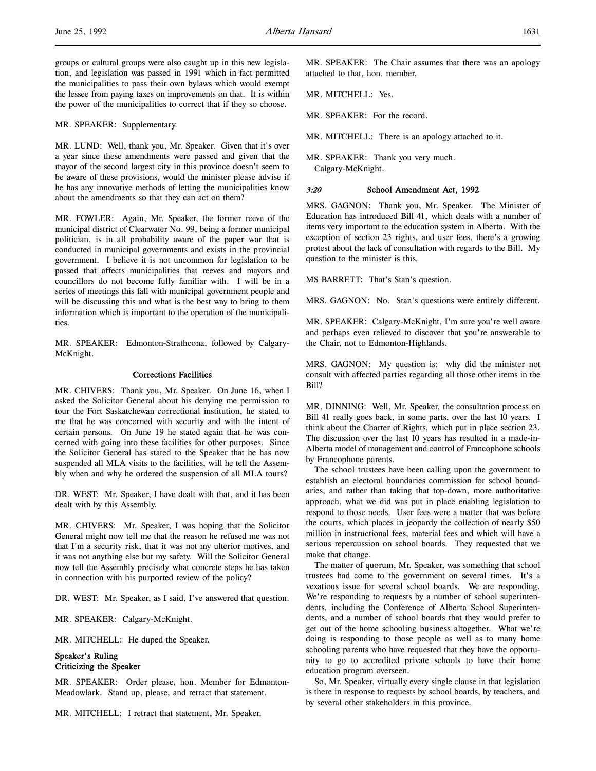groups or cultural groups were also caught up in this new legislation, and legislation was passed in 1991 which in fact permitted the municipalities to pass their own bylaws which would exempt the lessee from paying taxes on improvements on that. It is within the power of the municipalities to correct that if they so choose.

MR. SPEAKER: Supplementary.

MR. LUND: Well, thank you, Mr. Speaker. Given that it's over a year since these amendments were passed and given that the mayor of the second largest city in this province doesn't seem to be aware of these provisions, would the minister please advise if he has any innovative methods of letting the municipalities know about the amendments so that they can act on them?

MR. FOWLER: Again, Mr. Speaker, the former reeve of the municipal district of Clearwater No. 99, being a former municipal politician, is in all probability aware of the paper war that is conducted in municipal governments and exists in the provincial government. I believe it is not uncommon for legislation to be passed that affects municipalities that reeves and mayors and councillors do not become fully familiar with. I will be in a series of meetings this fall with municipal government people and will be discussing this and what is the best way to bring to them information which is important to the operation of the municipalities.

MR. SPEAKER: Edmonton-Strathcona, followed by Calgary-McKnight.

### Corrections Facilities

MR. CHIVERS: Thank you, Mr. Speaker. On June 16, when I asked the Solicitor General about his denying me permission to tour the Fort Saskatchewan correctional institution, he stated to me that he was concerned with security and with the intent of certain persons. On June 19 he stated again that he was concerned with going into these facilities for other purposes. Since the Solicitor General has stated to the Speaker that he has now suspended all MLA visits to the facilities, will he tell the Assembly when and why he ordered the suspension of all MLA tours?

DR. WEST: Mr. Speaker, I have dealt with that, and it has been dealt with by this Assembly.

MR. CHIVERS: Mr. Speaker, I was hoping that the Solicitor General might now tell me that the reason he refused me was not that I'm a security risk, that it was not my ulterior motives, and it was not anything else but my safety. Will the Solicitor General now tell the Assembly precisely what concrete steps he has taken in connection with his purported review of the policy?

DR. WEST: Mr. Speaker, as I said, I've answered that question.

MR. SPEAKER: Calgary-McKnight.

MR. MITCHELL: He duped the Speaker.

### Speaker's Ruling
### Criticizing the Speaker

MR. SPEAKER: Order please, hon. Member for Edmonton-Meadowlark. Stand up, please, and retract that statement.

MR. MITCHELL: I retract that statement, Mr. Speaker.

MR. SPEAKER: The Chair assumes that there was an apology attached to that, hon. member.

MR. MITCHELL: Yes.

MR. SPEAKER: For the record.

MR. MITCHELL: There is an apology attached to it.

MR. SPEAKER: Thank you very much.
Calgary-McKnight.

### *3:20* School Amendment Act, 1992

MRS. GAGNON: Thank you, Mr. Speaker. The Minister of Education has introduced Bill 41, which deals with a number of items very important to the education system in Alberta. With the exception of section 23 rights, and user fees, there's a growing protest about the lack of consultation with regards to the Bill. My question to the minister is this.

MS BARRETT: That's Stan's question.

MRS. GAGNON: No. Stan's questions were entirely different.

MR. SPEAKER: Calgary-McKnight, I'm sure you're well aware and perhaps even relieved to discover that you're answerable to the Chair, not to Edmonton-Highlands.

MRS. GAGNON: My question is: why did the minister not consult with affected parties regarding all those other items in the Bill?

MR. DINNING: Well, Mr. Speaker, the consultation process on Bill 41 really goes back, in some parts, over the last 10 years. I think about the Charter of Rights, which put in place section 23. The discussion over the last 10 years has resulted in a made-in-Alberta model of management and control of Francophone schools by Francophone parents.

The school trustees have been calling upon the government to establish an electoral boundaries commission for school boundaries, and rather than taking that top-down, more authoritative approach, what we did was put in place enabling legislation to respond to those needs. User fees were a matter that was before the courts, which places in jeopardy the collection of nearly $50 million in instructional fees, material fees and which will have a serious repercussion on school boards. They requested that we make that change.

The matter of quorum, Mr. Speaker, was something that school trustees had come to the government on several times. It's a vexatious issue for several school boards. We are responding. We're responding to requests by a number of school superintendents, including the Conference of Alberta School Superintendents, and a number of school boards that they would prefer to get out of the home schooling business altogether. What we're doing is responding to those people as well as to many home schooling parents who have requested that they have the opportunity to go to accredited private schools to have their home education program overseen.

So, Mr. Speaker, virtually every single clause in that legislation is there in response to requests by school boards, by teachers, and by several other stakeholders in this province.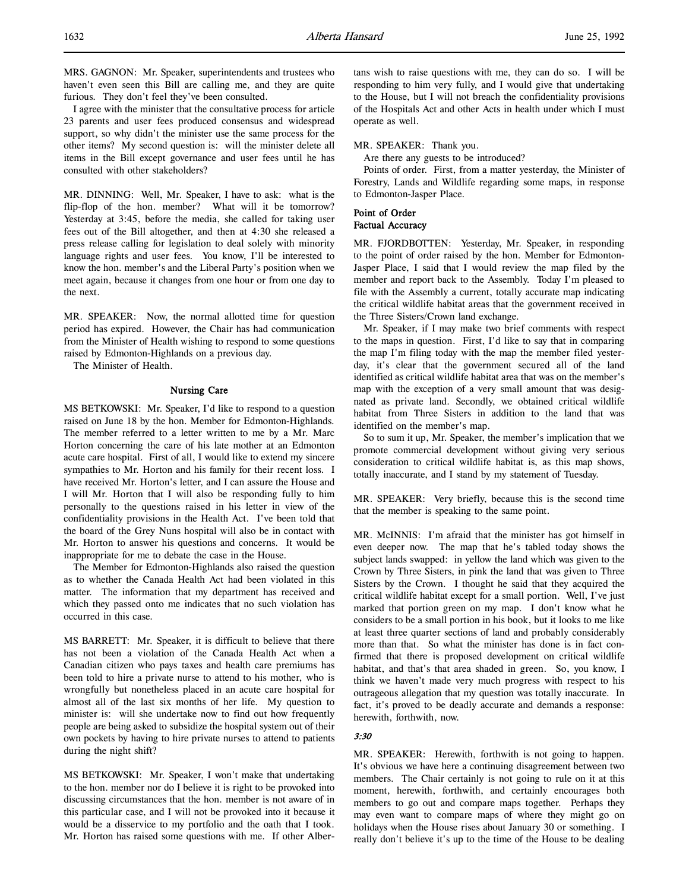MRS. GAGNON: Mr. Speaker, superintendents and trustees who haven't even seen this Bill are calling me, and they are quite furious. They don't feel they've been consulted.

I agree with the minister that the consultative process for article 23 parents and user fees produced consensus and widespread support, so why didn't the minister use the same process for the other items? My second question is: will the minister delete all items in the Bill except governance and user fees until he has consulted with other stakeholders?

MR. DINNING: Well, Mr. Speaker, I have to ask: what is the flip-flop of the hon. member? What will it be tomorrow? Yesterday at 3:45, before the media, she called for taking user fees out of the Bill altogether, and then at 4:30 she released a press release calling for legislation to deal solely with minority language rights and user fees. You know, I'll be interested to know the hon. member's and the Liberal Party's position when we meet again, because it changes from one hour or from one day to the next.

MR. SPEAKER: Now, the normal allotted time for question period has expired. However, the Chair has had communication from the Minister of Health wishing to respond to some questions raised by Edmonton-Highlands on a previous day.

The Minister of Health.

## Nursing Care

MS BETKOWSKI: Mr. Speaker, I'd like to respond to a question raised on June 18 by the hon. Member for Edmonton-Highlands. The member referred to a letter written to me by a Mr. Marc Horton concerning the care of his late mother at an Edmonton acute care hospital. First of all, I would like to extend my sincere sympathies to Mr. Horton and his family for their recent loss. I have received Mr. Horton's letter, and I can assure the House and I will Mr. Horton that I will also be responding fully to him personally to the questions raised in his letter in view of the confidentiality provisions in the Health Act. I've been told that the board of the Grey Nuns hospital will also be in contact with Mr. Horton to answer his questions and concerns. It would be inappropriate for me to debate the case in the House.

The Member for Edmonton-Highlands also raised the question as to whether the Canada Health Act had been violated in this matter. The information that my department has received and which they passed onto me indicates that no such violation has occurred in this case.

MS BARRETT: Mr. Speaker, it is difficult to believe that there has not been a violation of the Canada Health Act when a Canadian citizen who pays taxes and health care premiums has been told to hire a private nurse to attend to his mother, who is wrongfully but nonetheless placed in an acute care hospital for almost all of the last six months of her life. My question to minister is: will she undertake now to find out how frequently people are being asked to subsidize the hospital system out of their own pockets by having to hire private nurses to attend to patients during the night shift?

MS BETKOWSKI: Mr. Speaker, I won't make that undertaking to the hon. member nor do I believe it is right to be provoked into discussing circumstances that the hon. member is not aware of in this particular case, and I will not be provoked into it because it would be a disservice to my portfolio and the oath that I took. Mr. Horton has raised some questions with me. If other Albertans wish to raise questions with me, they can do so. I will be responding to him very fully, and I would give that undertaking to the House, but I will not breach the confidentiality provisions of the Hospitals Act and other Acts in health under which I must operate as well.

MR. SPEAKER: Thank you.

Are there any guests to be introduced?

Points of order. First, from a matter yesterday, the Minister of Forestry, Lands and Wildlife regarding some maps, in response to Edmonton-Jasper Place.

## Point of Order
## Factual Accuracy

MR. FJORDBOTTEN: Yesterday, Mr. Speaker, in responding to the point of order raised by the hon. Member for Edmonton-Jasper Place, I said that I would review the map filed by the member and report back to the Assembly. Today I'm pleased to file with the Assembly a current, totally accurate map indicating the critical wildlife habitat areas that the government received in the Three Sisters/Crown land exchange.

Mr. Speaker, if I may make two brief comments with respect to the maps in question. First, I'd like to say that in comparing the map I'm filing today with the map the member filed yesterday, it's clear that the government secured all of the land identified as critical wildlife habitat area that was on the member's map with the exception of a very small amount that was designated as private land. Secondly, we obtained critical wildlife habitat from Three Sisters in addition to the land that was identified on the member's map.

So to sum it up, Mr. Speaker, the member's implication that we promote commercial development without giving very serious consideration to critical wildlife habitat is, as this map shows, totally inaccurate, and I stand by my statement of Tuesday.

MR. SPEAKER: Very briefly, because this is the second time that the member is speaking to the same point.

MR. McINNIS: I'm afraid that the minister has got himself in even deeper now. The map that he's tabled today shows the subject lands swapped: in yellow the land which was given to the Crown by Three Sisters, in pink the land that was given to Three Sisters by the Crown. I thought he said that they acquired the critical wildlife habitat except for a small portion. Well, I've just marked that portion green on my map. I don't know what he considers to be a small portion in his book, but it looks to me like at least three quarter sections of land and probably considerably more than that. So what the minister has done is in fact confirmed that there is proposed development on critical wildlife habitat, and that's that area shaded in green. So, you know, I think we haven't made very much progress with respect to his outrageous allegation that my question was totally inaccurate. In fact, it's proved to be deadly accurate and demands a response: herewith, forthwith, now.

*3:30*

MR. SPEAKER: Herewith, forthwith is not going to happen. It's obvious we have here a continuing disagreement between two members. The Chair certainly is not going to rule on it at this moment, herewith, forthwith, and certainly encourages both members to go out and compare maps together. Perhaps they may even want to compare maps of where they might go on holidays when the House rises about January 30 or something. I really don't believe it's up to the time of the House to be dealing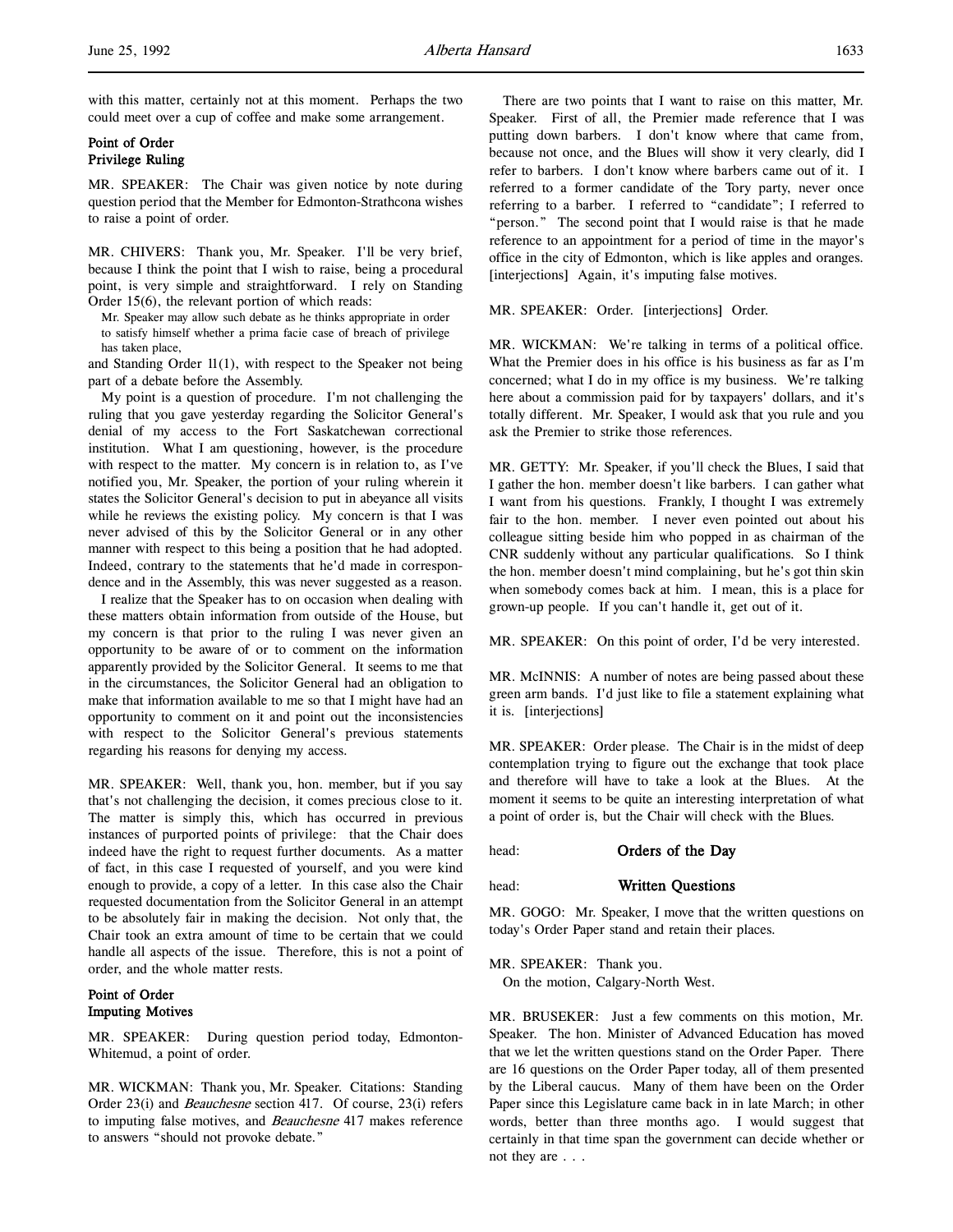with this matter, certainly not at this moment. Perhaps the two could meet over a cup of coffee and make some arrangement.

### Point of Order
### Privilege Ruling

MR. SPEAKER: The Chair was given notice by note during question period that the Member for Edmonton-Strathcona wishes to raise a point of order.

MR. CHIVERS: Thank you, Mr. Speaker. I'll be very brief, because I think the point that I wish to raise, being a procedural point, is very simple and straightforward. I rely on Standing Order 15(6), the relevant portion of which reads:

> Mr. Speaker may allow such debate as he thinks appropriate in order to satisfy himself whether a prima facie case of breach of privilege has taken place,

and Standing Order 11(1), with respect to the Speaker not being part of a debate before the Assembly.

My point is a question of procedure. I'm not challenging the ruling that you gave yesterday regarding the Solicitor General's denial of my access to the Fort Saskatchewan correctional institution. What I am questioning, however, is the procedure with respect to the matter. My concern is in relation to, as I've notified you, Mr. Speaker, the portion of your ruling wherein it states the Solicitor General's decision to put in abeyance all visits while he reviews the existing policy. My concern is that I was never advised of this by the Solicitor General or in any other manner with respect to this being a position that he had adopted. Indeed, contrary to the statements that he'd made in correspondence and in the Assembly, this was never suggested as a reason.

I realize that the Speaker has to on occasion when dealing with these matters obtain information from outside of the House, but my concern is that prior to the ruling I was never given an opportunity to be aware of or to comment on the information apparently provided by the Solicitor General. It seems to me that in the circumstances, the Solicitor General had an obligation to make that information available to me so that I might have had an opportunity to comment on it and point out the inconsistencies with respect to the Solicitor General's previous statements regarding his reasons for denying my access.

MR. SPEAKER: Well, thank you, hon. member, but if you say that's not challenging the decision, it comes precious close to it. The matter is simply this, which has occurred in previous instances of purported points of privilege: that the Chair does indeed have the right to request further documents. As a matter of fact, in this case I requested of yourself, and you were kind enough to provide, a copy of a letter. In this case also the Chair requested documentation from the Solicitor General in an attempt to be absolutely fair in making the decision. Not only that, the Chair took an extra amount of time to be certain that we could handle all aspects of the issue. Therefore, this is not a point of order, and the whole matter rests.

### Point of Order
### Imputing Motives

MR. SPEAKER: During question period today, Edmonton-Whitemud, a point of order.

MR. WICKMAN: Thank you, Mr. Speaker. Citations: Standing Order 23(i) and *Beauchesne* section 417. Of course, 23(i) refers to imputing false motives, and *Beauchesne* 417 makes reference to answers "should not provoke debate."

There are two points that I want to raise on this matter, Mr. Speaker. First of all, the Premier made reference that I was putting down barbers. I don't know where that came from, because not once, and the Blues will show it very clearly, did I refer to barbers. I don't know where barbers came out of it. I referred to a former candidate of the Tory party, never once referring to a barber. I referred to "candidate"; I referred to "person." The second point that I would raise is that he made reference to an appointment for a period of time in the mayor's office in the city of Edmonton, which is like apples and oranges. [interjections] Again, it's imputing false motives.

MR. SPEAKER: Order. [interjections] Order.

MR. WICKMAN: We're talking in terms of a political office. What the Premier does in his office is his business as far as I'm concerned; what I do in my office is my business. We're talking here about a commission paid for by taxpayers' dollars, and it's totally different. Mr. Speaker, I would ask that you rule and you ask the Premier to strike those references.

MR. GETTY: Mr. Speaker, if you'll check the Blues, I said that I gather the hon. member doesn't like barbers. I can gather what I want from his questions. Frankly, I thought I was extremely fair to the hon. member. I never even pointed out about his colleague sitting beside him who popped in as chairman of the CNR suddenly without any particular qualifications. So I think the hon. member doesn't mind complaining, but he's got thin skin when somebody comes back at him. I mean, this is a place for grown-up people. If you can't handle it, get out of it.

MR. SPEAKER: On this point of order, I'd be very interested.

MR. McINNIS: A number of notes are being passed about these green arm bands. I'd just like to file a statement explaining what it is. [interjections]

MR. SPEAKER: Order please. The Chair is in the midst of deep contemplation trying to figure out the exchange that took place and therefore will have to take a look at the Blues. At the moment it seems to be quite an interesting interpretation of what a point of order is, but the Chair will check with the Blues.

head: **Orders of the Day**

head: **Written Questions**

MR. GOGO: Mr. Speaker, I move that the written questions on today's Order Paper stand and retain their places.

MR. SPEAKER: Thank you.
On the motion, Calgary-North West.

MR. BRUSEKER: Just a few comments on this motion, Mr. Speaker. The hon. Minister of Advanced Education has moved that we let the written questions stand on the Order Paper. There are 16 questions on the Order Paper today, all of them presented by the Liberal caucus. Many of them have been on the Order Paper since this Legislature came back in in late March; in other words, better than three months ago. I would suggest that certainly in that time span the government can decide whether or not they are . . .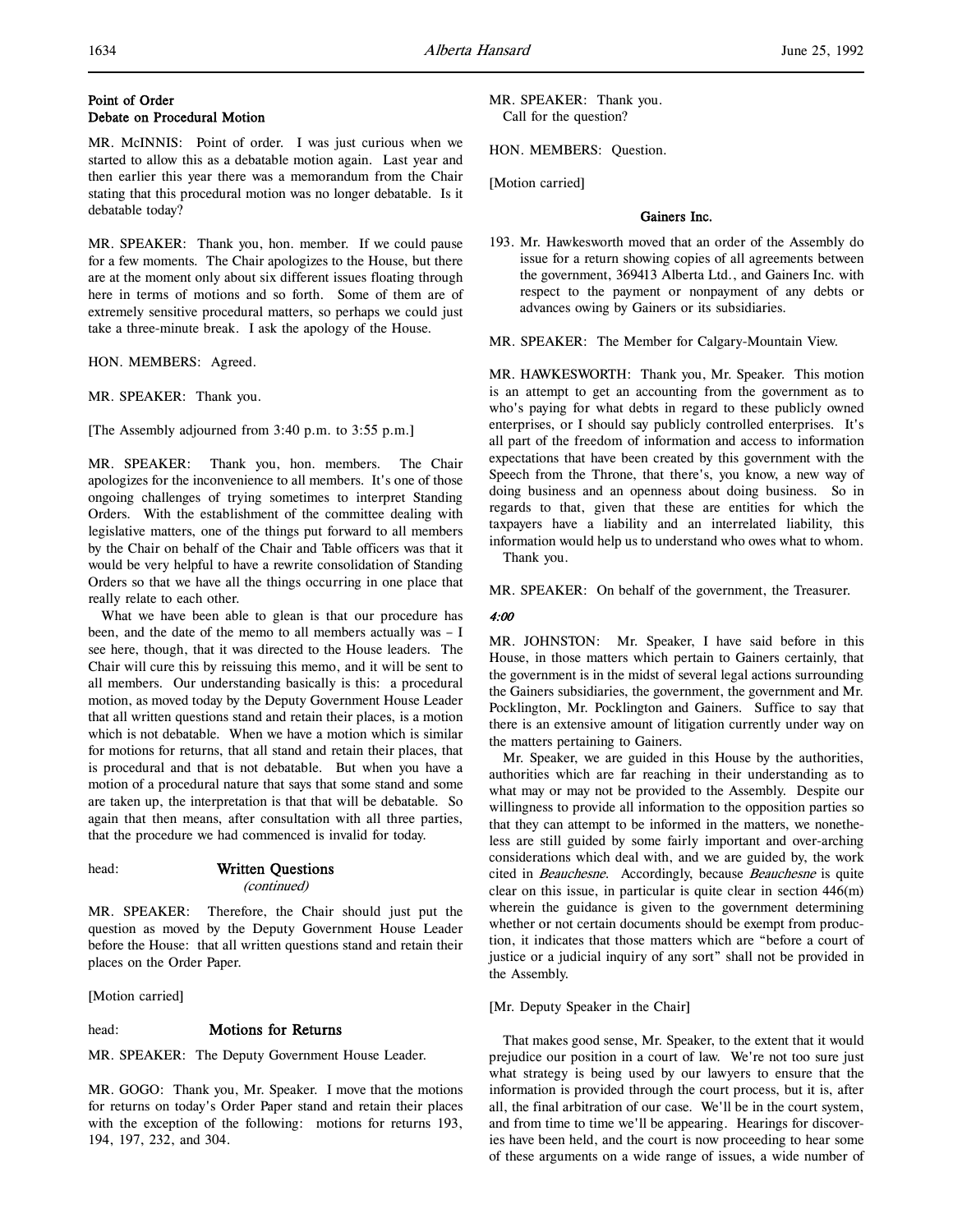### Point of Order
### Debate on Procedural Motion

MR. McINNIS: Point of order. I was just curious when we started to allow this as a debatable motion again. Last year and then earlier this year there was a memorandum from the Chair stating that this procedural motion was no longer debatable. Is it debatable today?

MR. SPEAKER: Thank you, hon. member. If we could pause for a few moments. The Chair apologizes to the House, but there are at the moment only about six different issues floating through here in terms of motions and so forth. Some of them are of extremely sensitive procedural matters, so perhaps we could just take a three-minute break. I ask the apology of the House.

HON. MEMBERS: Agreed.

MR. SPEAKER: Thank you.

[The Assembly adjourned from 3:40 p.m. to 3:55 p.m.]

MR. SPEAKER: Thank you, hon. members. The Chair apologizes for the inconvenience to all members. It's one of those ongoing challenges of trying sometimes to interpret Standing Orders. With the establishment of the committee dealing with legislative matters, one of the things put forward to all members by the Chair on behalf of the Chair and Table officers was that it would be very helpful to have a rewrite consolidation of Standing Orders so that we have all the things occurring in one place that really relate to each other.

What we have been able to glean is that our procedure has been, and the date of the memo to all members actually was – I see here, though, that it was directed to the House leaders. The Chair will cure this by reissuing this memo, and it will be sent to all members. Our understanding basically is this: a procedural motion, as moved today by the Deputy Government House Leader that all written questions stand and retain their places, is a motion which is not debatable. When we have a motion which is similar for motions for returns, that all stand and retain their places, that is procedural and that is not debatable. But when you have a motion of a procedural nature that says that some stand and some are taken up, the interpretation is that that will be debatable. So again that then means, after consultation with all three parties, that the procedure we had commenced is invalid for today.

head: **Written Questions**
*(continued)*

MR. SPEAKER: Therefore, the Chair should just put the question as moved by the Deputy Government House Leader before the House: that all written questions stand and retain their places on the Order Paper.

[Motion carried]

head: **Motions for Returns**

MR. SPEAKER: The Deputy Government House Leader.

MR. GOGO: Thank you, Mr. Speaker. I move that the motions for returns on today's Order Paper stand and retain their places with the exception of the following: motions for returns 193, 194, 197, 232, and 304.

MR. SPEAKER: Thank you.
Call for the question?

HON. MEMBERS: Question.

[Motion carried]

### Gainers Inc.

193. Mr. Hawkesworth moved that an order of the Assembly do issue for a return showing copies of all agreements between the government, 369413 Alberta Ltd., and Gainers Inc. with respect to the payment or nonpayment of any debts or advances owing by Gainers or its subsidiaries.

MR. SPEAKER: The Member for Calgary-Mountain View.

MR. HAWKESWORTH: Thank you, Mr. Speaker. This motion is an attempt to get an accounting from the government as to who's paying for what debts in regard to these publicly owned enterprises, or I should say publicly controlled enterprises. It's all part of the freedom of information and access to information expectations that have been created by this government with the Speech from the Throne, that there's, you know, a new way of doing business and an openness about doing business. So in regards to that, given that these are entities for which the taxpayers have a liability and an interrelated liability, this information would help us to understand who owes what to whom.
Thank you.

MR. SPEAKER: On behalf of the government, the Treasurer.

*4:00*

MR. JOHNSTON: Mr. Speaker, I have said before in this House, in those matters which pertain to Gainers certainly, that the government is in the midst of several legal actions surrounding the Gainers subsidiaries, the government, the government and Mr. Pocklington, Mr. Pocklington and Gainers. Suffice to say that there is an extensive amount of litigation currently under way on the matters pertaining to Gainers.

Mr. Speaker, we are guided in this House by the authorities, authorities which are far reaching in their understanding as to what may or may not be provided to the Assembly. Despite our willingness to provide all information to the opposition parties so that they can attempt to be informed in the matters, we nonetheless are still guided by some fairly important and over-arching considerations which deal with, and we are guided by, the work cited in *Beauchesne*. Accordingly, because *Beauchesne* is quite clear on this issue, in particular is quite clear in section 446(m) wherein the guidance is given to the government determining whether or not certain documents should be exempt from production, it indicates that those matters which are "before a court of justice or a judicial inquiry of any sort" shall not be provided in the Assembly.

[Mr. Deputy Speaker in the Chair]

That makes good sense, Mr. Speaker, to the extent that it would prejudice our position in a court of law. We're not too sure just what strategy is being used by our lawyers to ensure that the information is provided through the court process, but it is, after all, the final arbitration of our case. We'll be in the court system, and from time to time we'll be appearing. Hearings for discoveries have been held, and the court is now proceeding to hear some of these arguments on a wide range of issues, a wide number of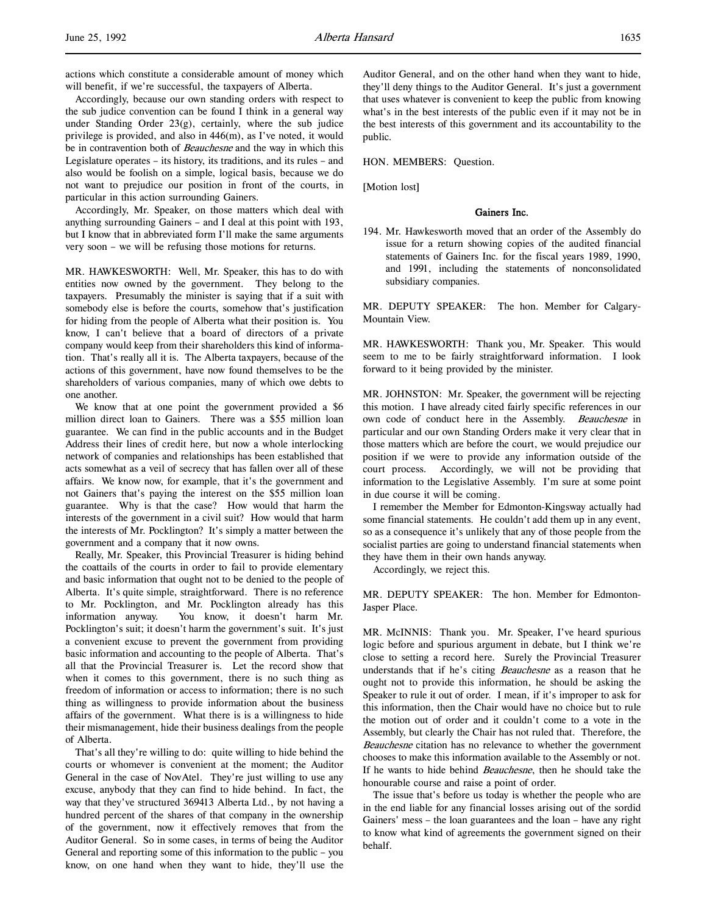actions which constitute a considerable amount of money which will benefit, if we're successful, the taxpayers of Alberta.

Accordingly, because our own standing orders with respect to the sub judice convention can be found I think in a general way under Standing Order 23(g), certainly, where the sub judice privilege is provided, and also in 446(m), as I've noted, it would be in contravention both of *Beauchesne* and the way in which this Legislature operates – its history, its traditions, and its rules – and also would be foolish on a simple, logical basis, because we do not want to prejudice our position in front of the courts, in particular in this action surrounding Gainers.

Accordingly, Mr. Speaker, on those matters which deal with anything surrounding Gainers – and I deal at this point with 193, but I know that in abbreviated form I'll make the same arguments very soon – we will be refusing those motions for returns.

MR. HAWKESWORTH: Well, Mr. Speaker, this has to do with entities now owned by the government. They belong to the taxpayers. Presumably the minister is saying that if a suit with somebody else is before the courts, somehow that's justification for hiding from the people of Alberta what their position is. You know, I can't believe that a board of directors of a private company would keep from their shareholders this kind of information. That's really all it is. The Alberta taxpayers, because of the actions of this government, have now found themselves to be the shareholders of various companies, many of which owe debts to one another.

We know that at one point the government provided a $6 million direct loan to Gainers. There was a $55 million loan guarantee. We can find in the public accounts and in the Budget Address their lines of credit here, but now a whole interlocking network of companies and relationships has been established that acts somewhat as a veil of secrecy that has fallen over all of these affairs. We know now, for example, that it's the government and not Gainers that's paying the interest on the $55 million loan guarantee. Why is that the case? How would that harm the interests of the government in a civil suit? How would that harm the interests of Mr. Pocklington? It's simply a matter between the government and a company that it now owns.

Really, Mr. Speaker, this Provincial Treasurer is hiding behind the coattails of the courts in order to fail to provide elementary and basic information that ought not to be denied to the people of Alberta. It's quite simple, straightforward. There is no reference to Mr. Pocklington, and Mr. Pocklington already has this information anyway. You know, it doesn't harm Mr. Pocklington's suit; it doesn't harm the government's suit. It's just a convenient excuse to prevent the government from providing basic information and accounting to the people of Alberta. That's all that the Provincial Treasurer is. Let the record show that when it comes to this government, there is no such thing as freedom of information or access to information; there is no such thing as willingness to provide information about the business affairs of the government. What there is is a willingness to hide their mismanagement, hide their business dealings from the people of Alberta.

That's all they're willing to do: quite willing to hide behind the courts or whomever is convenient at the moment; the Auditor General in the case of NovAtel. They're just willing to use any excuse, anybody that they can find to hide behind. In fact, the way that they've structured 369413 Alberta Ltd., by not having a hundred percent of the shares of that company in the ownership of the government, now it effectively removes that from the Auditor General. So in some cases, in terms of being the Auditor General and reporting some of this information to the public – you know, on one hand when they want to hide, they'll use the Auditor General, and on the other hand when they want to hide, they'll deny things to the Auditor General. It's just a government that uses whatever is convenient to keep the public from knowing what's in the best interests of the public even if it may not be in the best interests of this government and its accountability to the public.

HON. MEMBERS: Question.

[Motion lost]

## Gainers Inc.

194. Mr. Hawkesworth moved that an order of the Assembly do issue for a return showing copies of the audited financial statements of Gainers Inc. for the fiscal years 1989, 1990, and 1991, including the statements of nonconsolidated subsidiary companies.

MR. DEPUTY SPEAKER: The hon. Member for Calgary-Mountain View.

MR. HAWKESWORTH: Thank you, Mr. Speaker. This would seem to me to be fairly straightforward information. I look forward to it being provided by the minister.

MR. JOHNSTON: Mr. Speaker, the government will be rejecting this motion. I have already cited fairly specific references in our own code of conduct here in the Assembly. *Beauchesne* in particular and our own Standing Orders make it very clear that in those matters which are before the court, we would prejudice our position if we were to provide any information outside of the court process. Accordingly, we will not be providing that information to the Legislative Assembly. I'm sure at some point in due course it will be coming.

I remember the Member for Edmonton-Kingsway actually had some financial statements. He couldn't add them up in any event, so as a consequence it's unlikely that any of those people from the socialist parties are going to understand financial statements when they have them in their own hands anyway.

Accordingly, we reject this.

MR. DEPUTY SPEAKER: The hon. Member for Edmonton-Jasper Place.

MR. McINNIS: Thank you. Mr. Speaker, I've heard spurious logic before and spurious argument in debate, but I think we're close to setting a record here. Surely the Provincial Treasurer understands that if he's citing *Beauchesne* as a reason that he ought not to provide this information, he should be asking the Speaker to rule it out of order. I mean, if it's improper to ask for this information, then the Chair would have no choice but to rule the motion out of order and it couldn't come to a vote in the Assembly, but clearly the Chair has not ruled that. Therefore, the *Beauchesne* citation has no relevance to whether the government chooses to make this information available to the Assembly or not. If he wants to hide behind *Beauchesne*, then he should take the honourable course and raise a point of order.

The issue that's before us today is whether the people who are in the end liable for any financial losses arising out of the sordid Gainers' mess – the loan guarantees and the loan – have any right to know what kind of agreements the government signed on their behalf.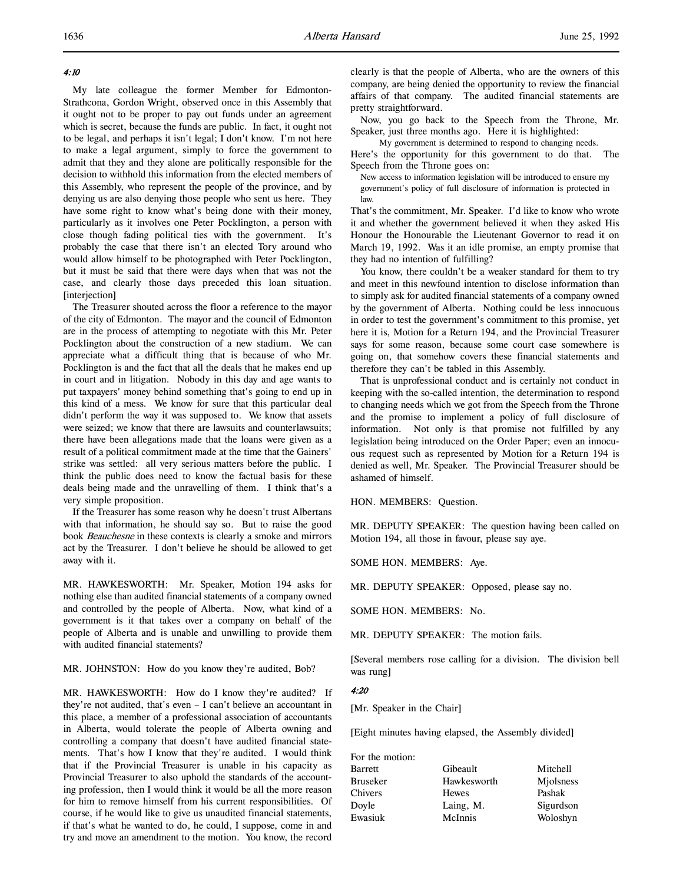*4:10*

My late colleague the former Member for Edmonton-Strathcona, Gordon Wright, observed once in this Assembly that it ought not to be proper to pay out funds under an agreement which is secret, because the funds are public. In fact, it ought not to be legal, and perhaps it isn't legal; I don't know. I'm not here to make a legal argument, simply to force the government to admit that they and they alone are politically responsible for the decision to withhold this information from the elected members of this Assembly, who represent the people of the province, and by denying us are also denying those people who sent us here. They have some right to know what's being done with their money, particularly as it involves one Peter Pocklington, a person with close though fading political ties with the government. It's probably the case that there isn't an elected Tory around who would allow himself to be photographed with Peter Pocklington, but it must be said that there were days when that was not the case, and clearly those days preceded this loan situation. [interjection]

The Treasurer shouted across the floor a reference to the mayor of the city of Edmonton. The mayor and the council of Edmonton are in the process of attempting to negotiate with this Mr. Peter Pocklington about the construction of a new stadium. We can appreciate what a difficult thing that is because of who Mr. Pocklington is and the fact that all the deals that he makes end up in court and in litigation. Nobody in this day and age wants to put taxpayers' money behind something that's going to end up in this kind of a mess. We know for sure that this particular deal didn't perform the way it was supposed to. We know that assets were seized; we know that there are lawsuits and counterlawsuits; there have been allegations made that the loans were given as a result of a political commitment made at the time that the Gainers' strike was settled: all very serious matters before the public. I think the public does need to know the factual basis for these deals being made and the unravelling of them. I think that's a very simple proposition.

If the Treasurer has some reason why he doesn't trust Albertans with that information, he should say so. But to raise the good book *Beauchesne* in these contexts is clearly a smoke and mirrors act by the Treasurer. I don't believe he should be allowed to get away with it.

MR. HAWKESWORTH: Mr. Speaker, Motion 194 asks for nothing else than audited financial statements of a company owned and controlled by the people of Alberta. Now, what kind of a government is it that takes over a company on behalf of the people of Alberta and is unable and unwilling to provide them with audited financial statements?

MR. JOHNSTON: How do you know they're audited, Bob?

MR. HAWKESWORTH: How do I know they're audited? If they're not audited, that's even – I can't believe an accountant in this place, a member of a professional association of accountants in Alberta, would tolerate the people of Alberta owning and controlling a company that doesn't have audited financial statements. That's how I know that they're audited. I would think that if the Provincial Treasurer is unable in his capacity as Provincial Treasurer to also uphold the standards of the accounting profession, then I would think it would be all the more reason for him to remove himself from his current responsibilities. Of course, if he would like to give us unaudited financial statements, if that's what he wanted to do, he could, I suppose, come in and try and move an amendment to the motion. You know, the record clearly is that the people of Alberta, who are the owners of this company, are being denied the opportunity to review the financial affairs of that company. The audited financial statements are pretty straightforward.

Now, you go back to the Speech from the Throne, Mr. Speaker, just three months ago. Here it is highlighted:

> My government is determined to respond to changing needs.

Here's the opportunity for this government to do that. The Speech from the Throne goes on:

> New access to information legislation will be introduced to ensure my government's policy of full disclosure of information is protected in law.

That's the commitment, Mr. Speaker. I'd like to know who wrote it and whether the government believed it when they asked His Honour the Honourable the Lieutenant Governor to read it on March 19, 1992. Was it an idle promise, an empty promise that they had no intention of fulfilling?

You know, there couldn't be a weaker standard for them to try and meet in this newfound intention to disclose information than to simply ask for audited financial statements of a company owned by the government of Alberta. Nothing could be less innocuous in order to test the government's commitment to this promise, yet here it is, Motion for a Return 194, and the Provincial Treasurer says for some reason, because some court case somewhere is going on, that somehow covers these financial statements and therefore they can't be tabled in this Assembly.

That is unprofessional conduct and is certainly not conduct in keeping with the so-called intention, the determination to respond to changing needs which we got from the Speech from the Throne and the promise to implement a policy of full disclosure of information. Not only is that promise not fulfilled by any legislation being introduced on the Order Paper; even an innocuous request such as represented by Motion for a Return 194 is denied as well, Mr. Speaker. The Provincial Treasurer should be ashamed of himself.

HON. MEMBERS: Question.

MR. DEPUTY SPEAKER: The question having been called on Motion 194, all those in favour, please say aye.

SOME HON. MEMBERS: Aye.

MR. DEPUTY SPEAKER: Opposed, please say no.

SOME HON. MEMBERS: No.

MR. DEPUTY SPEAKER: The motion fails.

[Several members rose calling for a division. The division bell was rung]

*4:20*

[Mr. Speaker in the Chair]

[Eight minutes having elapsed, the Assembly divided]

For the motion:

| | | |
|---|---|---|
| Barrett | Gibeault | Mitchell |
| Bruseker | Hawkesworth | Mjolsness |
| Chivers | Hewes | Pashak |
| Doyle | Laing, M. | Sigurdson |
| Ewasiuk | McInnis | Woloshyn |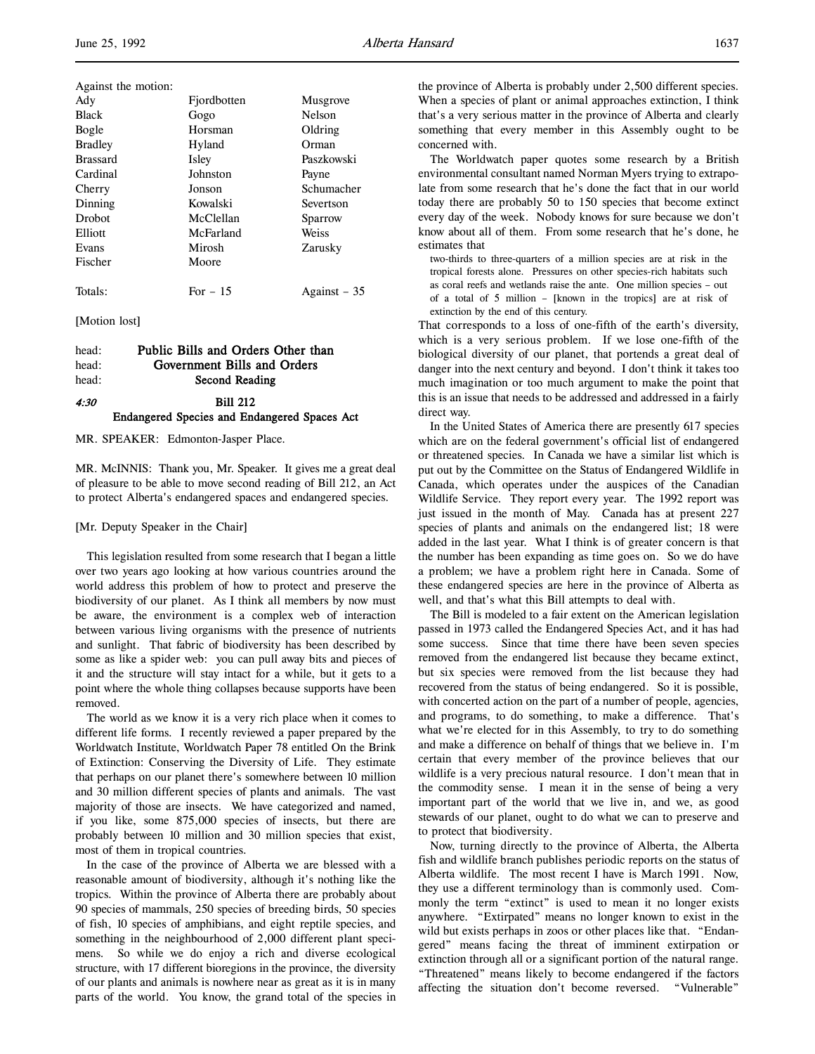Against the motion:

| | | |
|---|---|---|
| Ady | Fjordbotten | Musgrove |
| Black | Gogo | Nelson |
| Bogle | Horsman | Oldring |
| Bradley | Hyland | Orman |
| Brassard | Isley | Paszkowski |
| Cardinal | Johnston | Payne |
| Cherry | Jonson | Schumacher |
| Dinning | Kowalski | Severtson |
| Drobot | McClellan | Sparrow |
| Elliott | McFarland | Weiss |
| Evans | Mirosh | Zarusky |
| Fischer | Moore | |
| Totals: | For – 15 | Against – 35 |

[Motion lost]

head: **Public Bills and Orders Other than**
head: **Government Bills and Orders**
head: **Second Reading**

*4:30* **Bill 212**
**Endangered Species and Endangered Spaces Act**

MR. SPEAKER: Edmonton-Jasper Place.

MR. McINNIS: Thank you, Mr. Speaker. It gives me a great deal of pleasure to be able to move second reading of Bill 212, an Act to protect Alberta's endangered spaces and endangered species.

[Mr. Deputy Speaker in the Chair]

This legislation resulted from some research that I began a little over two years ago looking at how various countries around the world address this problem of how to protect and preserve the biodiversity of our planet. As I think all members by now must be aware, the environment is a complex web of interaction between various living organisms with the presence of nutrients and sunlight. That fabric of biodiversity has been described by some as like a spider web: you can pull away bits and pieces of it and the structure will stay intact for a while, but it gets to a point where the whole thing collapses because supports have been removed.

The world as we know it is a very rich place when it comes to different life forms. I recently reviewed a paper prepared by the Worldwatch Institute, Worldwatch Paper 78 entitled On the Brink of Extinction: Conserving the Diversity of Life. They estimate that perhaps on our planet there's somewhere between 10 million and 30 million different species of plants and animals. The vast majority of those are insects. We have categorized and named, if you like, some 875,000 species of insects, but there are probably between 10 million and 30 million species that exist, most of them in tropical countries.

In the case of the province of Alberta we are blessed with a reasonable amount of biodiversity, although it's nothing like the tropics. Within the province of Alberta there are probably about 90 species of mammals, 250 species of breeding birds, 50 species of fish, 10 species of amphibians, and eight reptile species, and something in the neighbourhood of 2,000 different plant specimens. So while we do enjoy a rich and diverse ecological structure, with 17 different bioregions in the province, the diversity of our plants and animals is nowhere near as great as it is in many parts of the world. You know, the grand total of the species in the province of Alberta is probably under 2,500 different species. When a species of plant or animal approaches extinction, I think that's a very serious matter in the province of Alberta and clearly something that every member in this Assembly ought to be concerned with.

The Worldwatch paper quotes some research by a British environmental consultant named Norman Myers trying to extrapolate from some research that he's done the fact that in our world today there are probably 50 to 150 species that become extinct every day of the week. Nobody knows for sure because we don't know about all of them. From some research that he's done, he estimates that

> two-thirds to three-quarters of a million species are at risk in the tropical forests alone. Pressures on other species-rich habitats such as coral reefs and wetlands raise the ante. One million species – out of a total of 5 million – [known in the tropics] are at risk of extinction by the end of this century.

That corresponds to a loss of one-fifth of the earth's diversity, which is a very serious problem. If we lose one-fifth of the biological diversity of our planet, that portends a great deal of danger into the next century and beyond. I don't think it takes too much imagination or too much argument to make the point that this is an issue that needs to be addressed and addressed in a fairly direct way.

In the United States of America there are presently 617 species which are on the federal government's official list of endangered or threatened species. In Canada we have a similar list which is put out by the Committee on the Status of Endangered Wildlife in Canada, which operates under the auspices of the Canadian Wildlife Service. They report every year. The 1992 report was just issued in the month of May. Canada has at present 227 species of plants and animals on the endangered list; 18 were added in the last year. What I think is of greater concern is that the number has been expanding as time goes on. So we do have a problem; we have a problem right here in Canada. Some of these endangered species are here in the province of Alberta as well, and that's what this Bill attempts to deal with.

The Bill is modeled to a fair extent on the American legislation passed in 1973 called the Endangered Species Act, and it has had some success. Since that time there have been seven species removed from the endangered list because they became extinct, but six species were removed from the list because they had recovered from the status of being endangered. So it is possible, with concerted action on the part of a number of people, agencies, and programs, to do something, to make a difference. That's what we're elected for in this Assembly, to try to do something and make a difference on behalf of things that we believe in. I'm certain that every member of the province believes that our wildlife is a very precious natural resource. I don't mean that in the commodity sense. I mean it in the sense of being a very important part of the world that we live in, and we, as good stewards of our planet, ought to do what we can to preserve and to protect that biodiversity.

Now, turning directly to the province of Alberta, the Alberta fish and wildlife branch publishes periodic reports on the status of Alberta wildlife. The most recent I have is March 1991. Now, they use a different terminology than is commonly used. Commonly the term "extinct" is used to mean it no longer exists anywhere. "Extirpated" means no longer known to exist in the wild but exists perhaps in zoos or other places like that. "Endangered" means facing the threat of imminent extirpation or extinction through all or a significant portion of the natural range. "Threatened" means likely to become endangered if the factors affecting the situation don't become reversed. "Vulnerable"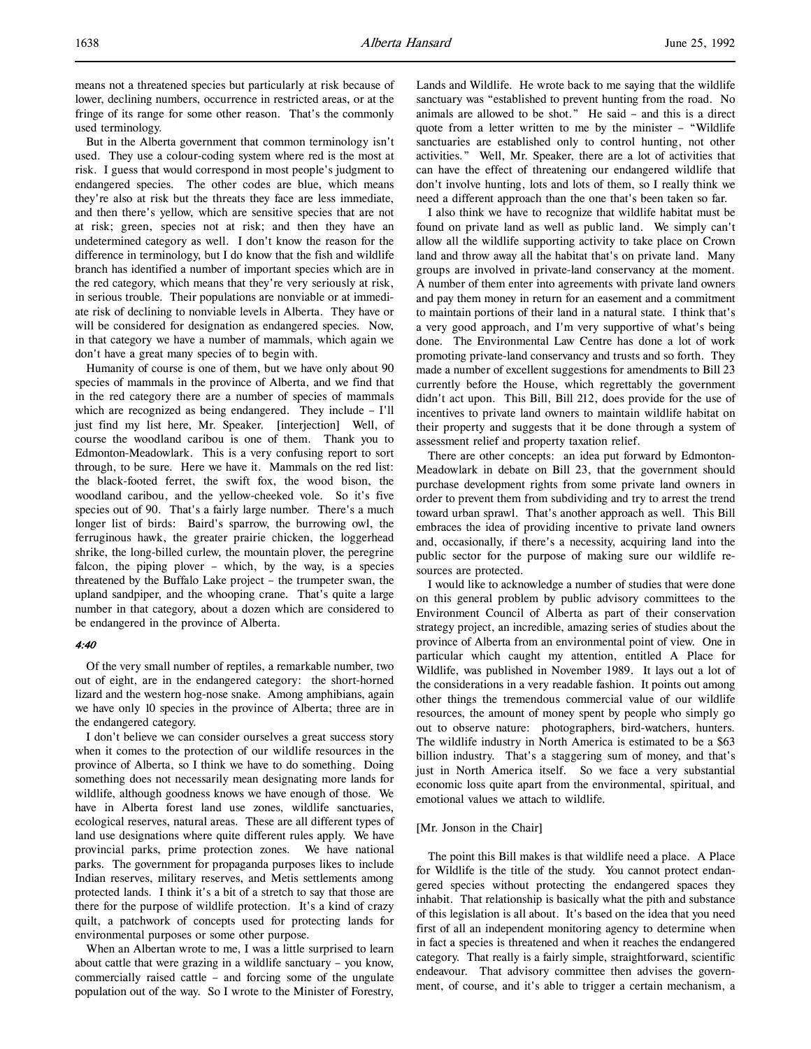means not a threatened species but particularly at risk because of lower, declining numbers, occurrence in restricted areas, or at the fringe of its range for some other reason. That's the commonly used terminology.

But in the Alberta government that common terminology isn't used. They use a colour-coding system where red is the most at risk. I guess that would correspond in most people's judgment to endangered species. The other codes are blue, which means they're also at risk but the threats they face are less immediate, and then there's yellow, which are sensitive species that are not at risk; green, species not at risk; and then they have an undetermined category as well. I don't know the reason for the difference in terminology, but I do know that the fish and wildlife branch has identified a number of important species which are in the red category, which means that they're very seriously at risk, in serious trouble. Their populations are nonviable or at immediate risk of declining to nonviable levels in Alberta. They have or will be considered for designation as endangered species. Now, in that category we have a number of mammals, which again we don't have a great many species of to begin with.

Humanity of course is one of them, but we have only about 90 species of mammals in the province of Alberta, and we find that in the red category there are a number of species of mammals which are recognized as being endangered. They include – I'll just find my list here, Mr. Speaker. [interjection] Well, of course the woodland caribou is one of them. Thank you to Edmonton-Meadowlark. This is a very confusing report to sort through, to be sure. Here we have it. Mammals on the red list: the black-footed ferret, the swift fox, the wood bison, the woodland caribou, and the yellow-cheeked vole. So it's five species out of 90. That's a fairly large number. There's a much longer list of birds: Baird's sparrow, the burrowing owl, the ferruginous hawk, the greater prairie chicken, the loggerhead shrike, the long-billed curlew, the mountain plover, the peregrine falcon, the piping plover – which, by the way, is a species threatened by the Buffalo Lake project – the trumpeter swan, the upland sandpiper, and the whooping crane. That's quite a large number in that category, about a dozen which are considered to be endangered in the province of Alberta.

*4:40*

Of the very small number of reptiles, a remarkable number, two out of eight, are in the endangered category: the short-horned lizard and the western hog-nose snake. Among amphibians, again we have only 10 species in the province of Alberta; three are in the endangered category.

I don't believe we can consider ourselves a great success story when it comes to the protection of our wildlife resources in the province of Alberta, so I think we have to do something. Doing something does not necessarily mean designating more lands for wildlife, although goodness knows we have enough of those. We have in Alberta forest land use zones, wildlife sanctuaries, ecological reserves, natural areas. These are all different types of land use designations where quite different rules apply. We have provincial parks, prime protection zones. We have national parks. The government for propaganda purposes likes to include Indian reserves, military reserves, and Metis settlements among protected lands. I think it's a bit of a stretch to say that those are there for the purpose of wildlife protection. It's a kind of crazy quilt, a patchwork of concepts used for protecting lands for environmental purposes or some other purpose.

When an Albertan wrote to me, I was a little surprised to learn about cattle that were grazing in a wildlife sanctuary – you know, commercially raised cattle – and forcing some of the ungulate population out of the way. So I wrote to the Minister of Forestry, Lands and Wildlife. He wrote back to me saying that the wildlife sanctuary was "established to prevent hunting from the road. No animals are allowed to be shot." He said – and this is a direct quote from a letter written to me by the minister – "Wildlife sanctuaries are established only to control hunting, not other activities." Well, Mr. Speaker, there are a lot of activities that can have the effect of threatening our endangered wildlife that don't involve hunting, lots and lots of them, so I really think we need a different approach than the one that's been taken so far.

I also think we have to recognize that wildlife habitat must be found on private land as well as public land. We simply can't allow all the wildlife supporting activity to take place on Crown land and throw away all the habitat that's on private land. Many groups are involved in private-land conservancy at the moment. A number of them enter into agreements with private land owners and pay them money in return for an easement and a commitment to maintain portions of their land in a natural state. I think that's a very good approach, and I'm very supportive of what's being done. The Environmental Law Centre has done a lot of work promoting private-land conservancy and trusts and so forth. They made a number of excellent suggestions for amendments to Bill 23 currently before the House, which regrettably the government didn't act upon. This Bill, Bill 212, does provide for the use of incentives to private land owners to maintain wildlife habitat on their property and suggests that it be done through a system of assessment relief and property taxation relief.

There are other concepts: an idea put forward by Edmonton-Meadowlark in debate on Bill 23, that the government should purchase development rights from some private land owners in order to prevent them from subdividing and try to arrest the trend toward urban sprawl. That's another approach as well. This Bill embraces the idea of providing incentive to private land owners and, occasionally, if there's a necessity, acquiring land into the public sector for the purpose of making sure our wildlife resources are protected.

I would like to acknowledge a number of studies that were done on this general problem by public advisory committees to the Environment Council of Alberta as part of their conservation strategy project, an incredible, amazing series of studies about the province of Alberta from an environmental point of view. One in particular which caught my attention, entitled A Place for Wildlife, was published in November 1989. It lays out a lot of the considerations in a very readable fashion. It points out among other things the tremendous commercial value of our wildlife resources, the amount of money spent by people who simply go out to observe nature: photographers, bird-watchers, hunters. The wildlife industry in North America is estimated to be a $63 billion industry. That's a staggering sum of money, and that's just in North America itself. So we face a very substantial economic loss quite apart from the environmental, spiritual, and emotional values we attach to wildlife.

[Mr. Jonson in the Chair]

The point this Bill makes is that wildlife need a place. A Place for Wildlife is the title of the study. You cannot protect endangered species without protecting the endangered spaces they inhabit. That relationship is basically what the pith and substance of this legislation is all about. It's based on the idea that you need first of all an independent monitoring agency to determine when in fact a species is threatened and when it reaches the endangered category. That really is a fairly simple, straightforward, scientific endeavour. That advisory committee then advises the government, of course, and it's able to trigger a certain mechanism, a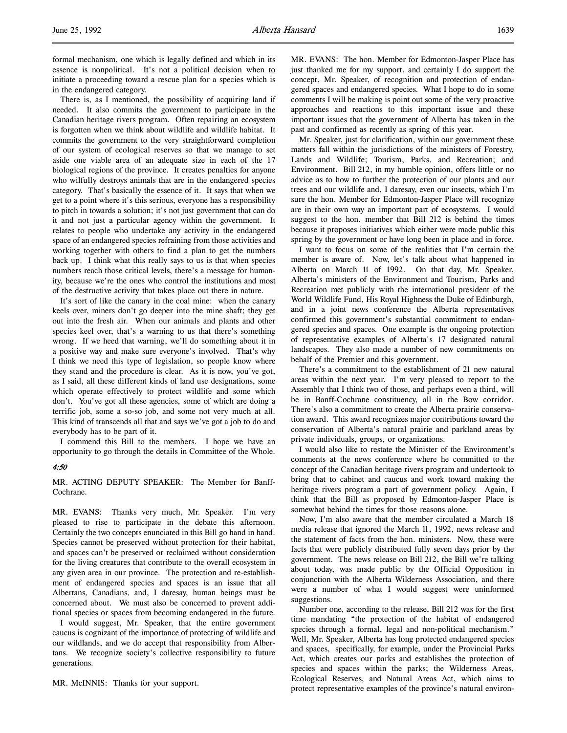formal mechanism, one which is legally defined and which in its essence is nonpolitical. It's not a political decision when to initiate a proceeding toward a rescue plan for a species which is in the endangered category.

There is, as I mentioned, the possibility of acquiring land if needed. It also commits the government to participate in the Canadian heritage rivers program. Often repairing an ecosystem is forgotten when we think about wildlife and wildlife habitat. It commits the government to the very straightforward completion of our system of ecological reserves so that we manage to set aside one viable area of an adequate size in each of the 17 biological regions of the province. It creates penalties for anyone who wilfully destroys animals that are in the endangered species category. That's basically the essence of it. It says that when we get to a point where it's this serious, everyone has a responsibility to pitch in towards a solution; it's not just government that can do it and not just a particular agency within the government. It relates to people who undertake any activity in the endangered space of an endangered species refraining from those activities and working together with others to find a plan to get the numbers back up. I think what this really says to us is that when species numbers reach those critical levels, there's a message for humanity, because we're the ones who control the institutions and most of the destructive activity that takes place out there in nature.

It's sort of like the canary in the coal mine: when the canary keels over, miners don't go deeper into the mine shaft; they get out into the fresh air. When our animals and plants and other species keel over, that's a warning to us that there's something wrong. If we heed that warning, we'll do something about it in a positive way and make sure everyone's involved. That's why I think we need this type of legislation, so people know where they stand and the procedure is clear. As it is now, you've got, as I said, all these different kinds of land use designations, some which operate effectively to protect wildlife and some which don't. You've got all these agencies, some of which are doing a terrific job, some a so-so job, and some not very much at all. This kind of transcends all that and says we've got a job to do and everybody has to be part of it.

I commend this Bill to the members. I hope we have an opportunity to go through the details in Committee of the Whole.

*4:50*

MR. ACTING DEPUTY SPEAKER: The Member for Banff-Cochrane.

MR. EVANS: Thanks very much, Mr. Speaker. I'm very pleased to rise to participate in the debate this afternoon. Certainly the two concepts enunciated in this Bill go hand in hand. Species cannot be preserved without protection for their habitat, and spaces can't be preserved or reclaimed without consideration for the living creatures that contribute to the overall ecosystem in any given area in our province. The protection and re-establishment of endangered species and spaces is an issue that all Albertans, Canadians, and, I daresay, human beings must be concerned about. We must also be concerned to prevent additional species or spaces from becoming endangered in the future.

I would suggest, Mr. Speaker, that the entire government caucus is cognizant of the importance of protecting of wildlife and our wildlands, and we do accept that responsibility from Albertans. We recognize society's collective responsibility to future generations.

MR. McINNIS: Thanks for your support.

MR. EVANS: The hon. Member for Edmonton-Jasper Place has just thanked me for my support, and certainly I do support the concept, Mr. Speaker, of recognition and protection of endangered spaces and endangered species. What I hope to do in some comments I will be making is point out some of the very proactive approaches and reactions to this important issue and these important issues that the government of Alberta has taken in the past and confirmed as recently as spring of this year.

Mr. Speaker, just for clarification, within our government these matters fall within the jurisdictions of the ministers of Forestry, Lands and Wildlife; Tourism, Parks, and Recreation; and Environment. Bill 212, in my humble opinion, offers little or no advice as to how to further the protection of our plants and our trees and our wildlife and, I daresay, even our insects, which I'm sure the hon. Member for Edmonton-Jasper Place will recognize are in their own way an important part of ecosystems. I would suggest to the hon. member that Bill 212 is behind the times because it proposes initiatives which either were made public this spring by the government or have long been in place and in force.

I want to focus on some of the realities that I'm certain the member is aware of. Now, let's talk about what happened in Alberta on March 11 of 1992. On that day, Mr. Speaker, Alberta's ministers of the Environment and Tourism, Parks and Recreation met publicly with the international president of the World Wildlife Fund, His Royal Highness the Duke of Edinburgh, and in a joint news conference the Alberta representatives confirmed this government's substantial commitment to endangered species and spaces. One example is the ongoing protection of representative examples of Alberta's 17 designated natural landscapes. They also made a number of new commitments on behalf of the Premier and this government.

There's a commitment to the establishment of 21 new natural areas within the next year. I'm very pleased to report to the Assembly that I think two of those, and perhaps even a third, will be in Banff-Cochrane constituency, all in the Bow corridor. There's also a commitment to create the Alberta prairie conservation award. This award recognizes major contributions toward the conservation of Alberta's natural prairie and parkland areas by private individuals, groups, or organizations.

I would also like to restate the Minister of the Environment's comments at the news conference where he committed to the concept of the Canadian heritage rivers program and undertook to bring that to cabinet and caucus and work toward making the heritage rivers program a part of government policy. Again, I think that the Bill as proposed by Edmonton-Jasper Place is somewhat behind the times for those reasons alone.

Now, I'm also aware that the member circulated a March 18 media release that ignored the March 11, 1992, news release and the statement of facts from the hon. ministers. Now, these were facts that were publicly distributed fully seven days prior by the government. The news release on Bill 212, the Bill we're talking about today, was made public by the Official Opposition in conjunction with the Alberta Wilderness Association, and there were a number of what I would suggest were uninformed suggestions.

Number one, according to the release, Bill 212 was for the first time mandating "the protection of the habitat of endangered species through a formal, legal and non-political mechanism." Well, Mr. Speaker, Alberta has long protected endangered species and spaces, specifically, for example, under the Provincial Parks Act, which creates our parks and establishes the protection of species and spaces within the parks; the Wilderness Areas, Ecological Reserves, and Natural Areas Act, which aims to protect representative examples of the province's natural environ-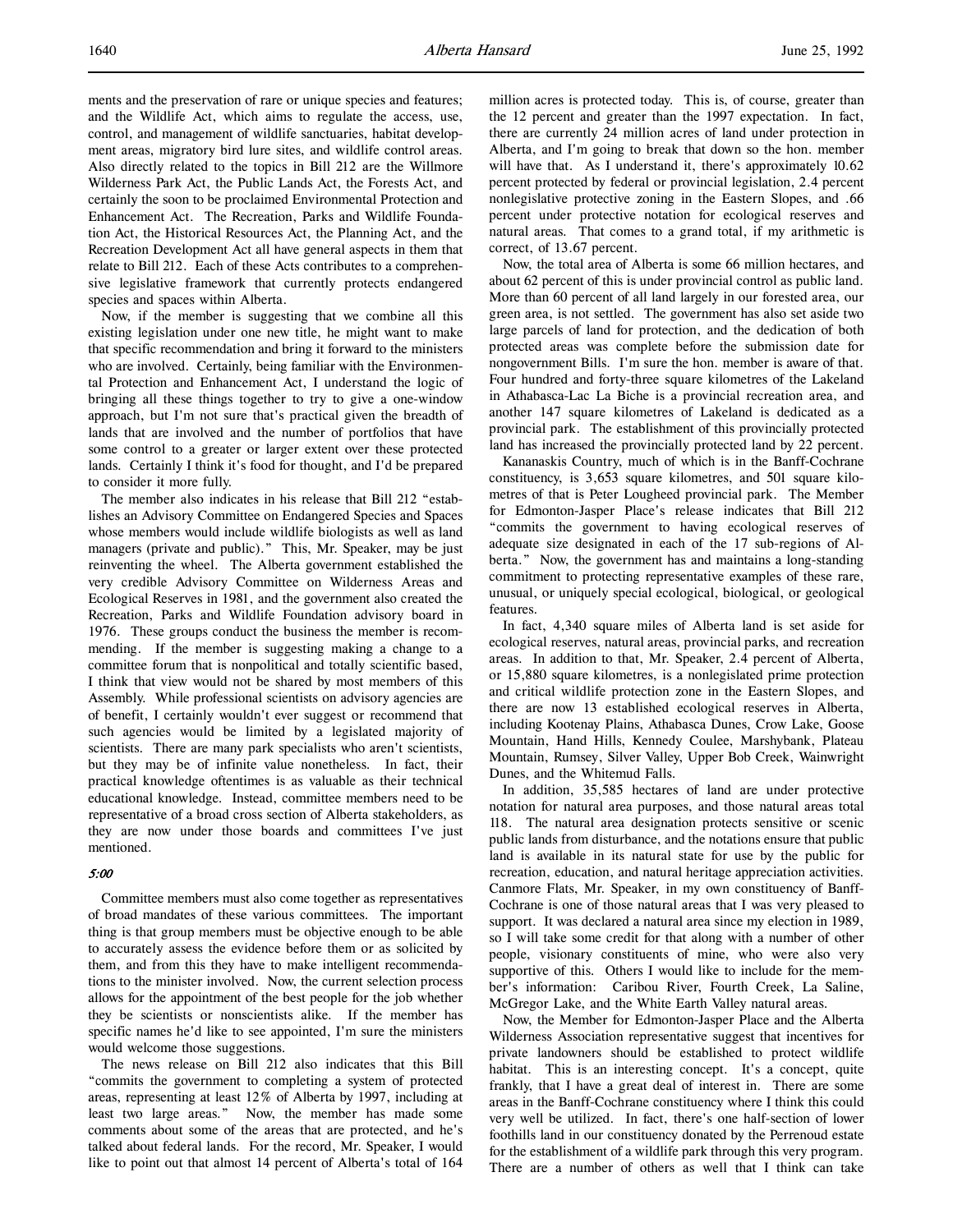ments and the preservation of rare or unique species and features; and the Wildlife Act, which aims to regulate the access, use, control, and management of wildlife sanctuaries, habitat development areas, migratory bird lure sites, and wildlife control areas. Also directly related to the topics in Bill 212 are the Willmore Wilderness Park Act, the Public Lands Act, the Forests Act, and certainly the soon to be proclaimed Environmental Protection and Enhancement Act. The Recreation, Parks and Wildlife Foundation Act, the Historical Resources Act, the Planning Act, and the Recreation Development Act all have general aspects in them that relate to Bill 212. Each of these Acts contributes to a comprehensive legislative framework that currently protects endangered species and spaces within Alberta.

Now, if the member is suggesting that we combine all this existing legislation under one new title, he might want to make that specific recommendation and bring it forward to the ministers who are involved. Certainly, being familiar with the Environmental Protection and Enhancement Act, I understand the logic of bringing all these things together to try to give a one-window approach, but I'm not sure that's practical given the breadth of lands that are involved and the number of portfolios that have some control to a greater or larger extent over these protected lands. Certainly I think it's food for thought, and I'd be prepared to consider it more fully.

The member also indicates in his release that Bill 212 "establishes an Advisory Committee on Endangered Species and Spaces whose members would include wildlife biologists as well as land managers (private and public)." This, Mr. Speaker, may be just reinventing the wheel. The Alberta government established the very credible Advisory Committee on Wilderness Areas and Ecological Reserves in 1981, and the government also created the Recreation, Parks and Wildlife Foundation advisory board in 1976. These groups conduct the business the member is recommending. If the member is suggesting making a change to a committee forum that is nonpolitical and totally scientific based, I think that view would not be shared by most members of this Assembly. While professional scientists on advisory agencies are of benefit, I certainly wouldn't ever suggest or recommend that such agencies would be limited by a legislated majority of scientists. There are many park specialists who aren't scientists, but they may be of infinite value nonetheless. In fact, their practical knowledge oftentimes is as valuable as their technical educational knowledge. Instead, committee members need to be representative of a broad cross section of Alberta stakeholders, as they are now under those boards and committees I've just mentioned.

*5:00*

Committee members must also come together as representatives of broad mandates of these various committees. The important thing is that group members must be objective enough to be able to accurately assess the evidence before them or as solicited by them, and from this they have to make intelligent recommendations to the minister involved. Now, the current selection process allows for the appointment of the best people for the job whether they be scientists or nonscientists alike. If the member has specific names he'd like to see appointed, I'm sure the ministers would welcome those suggestions.

The news release on Bill 212 also indicates that this Bill "commits the government to completing a system of protected areas, representing at least 12% of Alberta by 1997, including at least two large areas." Now, the member has made some comments about some of the areas that are protected, and he's talked about federal lands. For the record, Mr. Speaker, I would like to point out that almost 14 percent of Alberta's total of 164 million acres is protected today. This is, of course, greater than the 12 percent and greater than the 1997 expectation. In fact, there are currently 24 million acres of land under protection in Alberta, and I'm going to break that down so the hon. member will have that. As I understand it, there's approximately 10.62 percent protected by federal or provincial legislation, 2.4 percent nonlegislative protective zoning in the Eastern Slopes, and .66 percent under protective notation for ecological reserves and natural areas. That comes to a grand total, if my arithmetic is correct, of 13.67 percent.

Now, the total area of Alberta is some 66 million hectares, and about 62 percent of this is under provincial control as public land. More than 60 percent of all land largely in our forested area, our green area, is not settled. The government has also set aside two large parcels of land for protection, and the dedication of both protected areas was complete before the submission date for nongovernment Bills. I'm sure the hon. member is aware of that. Four hundred and forty-three square kilometres of the Lakeland in Athabasca-Lac La Biche is a provincial recreation area, and another 147 square kilometres of Lakeland is dedicated as a provincial park. The establishment of this provincially protected land has increased the provincially protected land by 22 percent.

Kananaskis Country, much of which is in the Banff-Cochrane constituency, is 3,653 square kilometres, and 501 square kilometres of that is Peter Lougheed provincial park. The Member for Edmonton-Jasper Place's release indicates that Bill 212 "commits the government to having ecological reserves of adequate size designated in each of the 17 sub-regions of Alberta." Now, the government has and maintains a long-standing commitment to protecting representative examples of these rare, unusual, or uniquely special ecological, biological, or geological features.

In fact, 4,340 square miles of Alberta land is set aside for ecological reserves, natural areas, provincial parks, and recreation areas. In addition to that, Mr. Speaker, 2.4 percent of Alberta, or 15,880 square kilometres, is a nonlegislated prime protection and critical wildlife protection zone in the Eastern Slopes, and there are now 13 established ecological reserves in Alberta, including Kootenay Plains, Athabasca Dunes, Crow Lake, Goose Mountain, Hand Hills, Kennedy Coulee, Marshybank, Plateau Mountain, Rumsey, Silver Valley, Upper Bob Creek, Wainwright Dunes, and the Whitemud Falls.

In addition, 35,585 hectares of land are under protective notation for natural area purposes, and those natural areas total 118. The natural area designation protects sensitive or scenic public lands from disturbance, and the notations ensure that public land is available in its natural state for use by the public for recreation, education, and natural heritage appreciation activities. Canmore Flats, Mr. Speaker, in my own constituency of Banff-Cochrane is one of those natural areas that I was very pleased to support. It was declared a natural area since my election in 1989, so I will take some credit for that along with a number of other people, visionary constituents of mine, who were also very supportive of this. Others I would like to include for the member's information: Caribou River, Fourth Creek, La Saline, McGregor Lake, and the White Earth Valley natural areas.

Now, the Member for Edmonton-Jasper Place and the Alberta Wilderness Association representative suggest that incentives for private landowners should be established to protect wildlife habitat. This is an interesting concept. It's a concept, quite frankly, that I have a great deal of interest in. There are some areas in the Banff-Cochrane constituency where I think this could very well be utilized. In fact, there's one half-section of lower foothills land in our constituency donated by the Perrenoud estate for the establishment of a wildlife park through this very program. There are a number of others as well that I think can take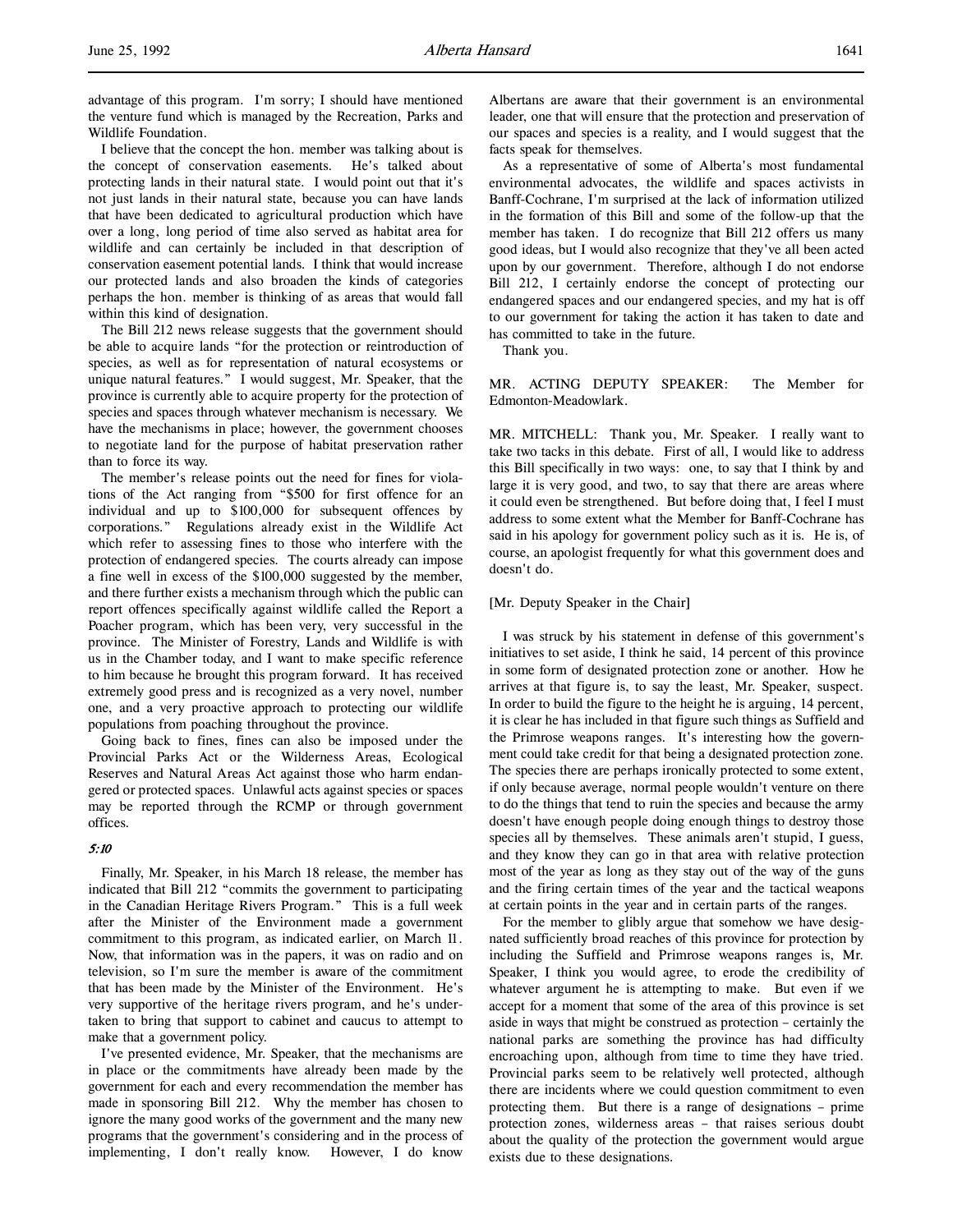advantage of this program. I'm sorry; I should have mentioned the venture fund which is managed by the Recreation, Parks and Wildlife Foundation.

I believe that the concept the hon. member was talking about is the concept of conservation easements. He's talked about protecting lands in their natural state. I would point out that it's not just lands in their natural state, because you can have lands that have been dedicated to agricultural production which have over a long, long period of time also served as habitat area for wildlife and can certainly be included in that description of conservation easement potential lands. I think that would increase our protected lands and also broaden the kinds of categories perhaps the hon. member is thinking of as areas that would fall within this kind of designation.

The Bill 212 news release suggests that the government should be able to acquire lands "for the protection or reintroduction of species, as well as for representation of natural ecosystems or unique natural features." I would suggest, Mr. Speaker, that the province is currently able to acquire property for the protection of species and spaces through whatever mechanism is necessary. We have the mechanisms in place; however, the government chooses to negotiate land for the purpose of habitat preservation rather than to force its way.

The member's release points out the need for fines for violations of the Act ranging from "$500 for first offence for an individual and up to $100,000 for subsequent offences by corporations." Regulations already exist in the Wildlife Act which refer to assessing fines to those who interfere with the protection of endangered species. The courts already can impose a fine well in excess of the $100,000 suggested by the member, and there further exists a mechanism through which the public can report offences specifically against wildlife called the Report a Poacher program, which has been very, very successful in the province. The Minister of Forestry, Lands and Wildlife is with us in the Chamber today, and I want to make specific reference to him because he brought this program forward. It has received extremely good press and is recognized as a very novel, number one, and a very proactive approach to protecting our wildlife populations from poaching throughout the province.

Going back to fines, fines can also be imposed under the Provincial Parks Act or the Wilderness Areas, Ecological Reserves and Natural Areas Act against those who harm endangered or protected spaces. Unlawful acts against species or spaces may be reported through the RCMP or through government offices.

*5:10*

Finally, Mr. Speaker, in his March 18 release, the member has indicated that Bill 212 "commits the government to participating in the Canadian Heritage Rivers Program." This is a full week after the Minister of the Environment made a government commitment to this program, as indicated earlier, on March 11. Now, that information was in the papers, it was on radio and on television, so I'm sure the member is aware of the commitment that has been made by the Minister of the Environment. He's very supportive of the heritage rivers program, and he's undertaken to bring that support to cabinet and caucus to attempt to make that a government policy.

I've presented evidence, Mr. Speaker, that the mechanisms are in place or the commitments have already been made by the government for each and every recommendation the member has made in sponsoring Bill 212. Why the member has chosen to ignore the many good works of the government and the many new programs that the government's considering and in the process of implementing, I don't really know. However, I do know Albertans are aware that their government is an environmental leader, one that will ensure that the protection and preservation of our spaces and species is a reality, and I would suggest that the facts speak for themselves.

As a representative of some of Alberta's most fundamental environmental advocates, the wildlife and spaces activists in Banff-Cochrane, I'm surprised at the lack of information utilized in the formation of this Bill and some of the follow-up that the member has taken. I do recognize that Bill 212 offers us many good ideas, but I would also recognize that they've all been acted upon by our government. Therefore, although I do not endorse Bill 212, I certainly endorse the concept of protecting our endangered spaces and our endangered species, and my hat is off to our government for taking the action it has taken to date and has committed to take in the future.

Thank you.

MR. ACTING DEPUTY SPEAKER: The Member for Edmonton-Meadowlark.

MR. MITCHELL: Thank you, Mr. Speaker. I really want to take two tacks in this debate. First of all, I would like to address this Bill specifically in two ways: one, to say that I think by and large it is very good, and two, to say that there are areas where it could even be strengthened. But before doing that, I feel I must address to some extent what the Member for Banff-Cochrane has said in his apology for government policy such as it is. He is, of course, an apologist frequently for what this government does and doesn't do.

[Mr. Deputy Speaker in the Chair]

I was struck by his statement in defense of this government's initiatives to set aside, I think he said, 14 percent of this province in some form of designated protection zone or another. How he arrives at that figure is, to say the least, Mr. Speaker, suspect. In order to build the figure to the height he is arguing, 14 percent, it is clear he has included in that figure such things as Suffield and the Primrose weapons ranges. It's interesting how the government could take credit for that being a designated protection zone. The species there are perhaps ironically protected to some extent, if only because average, normal people wouldn't venture on there to do the things that tend to ruin the species and because the army doesn't have enough people doing enough things to destroy those species all by themselves. These animals aren't stupid, I guess, and they know they can go in that area with relative protection most of the year as long as they stay out of the way of the guns and the firing certain times of the year and the tactical weapons at certain points in the year and in certain parts of the ranges.

For the member to glibly argue that somehow we have designated sufficiently broad reaches of this province for protection by including the Suffield and Primrose weapons ranges is, Mr. Speaker, I think you would agree, to erode the credibility of whatever argument he is attempting to make. But even if we accept for a moment that some of the area of this province is set aside in ways that might be construed as protection – certainly the national parks are something the province has had difficulty encroaching upon, although from time to time they have tried. Provincial parks seem to be relatively well protected, although there are incidents where we could question commitment to even protecting them. But there is a range of designations – prime protection zones, wilderness areas – that raises serious doubt about the quality of the protection the government would argue exists due to these designations.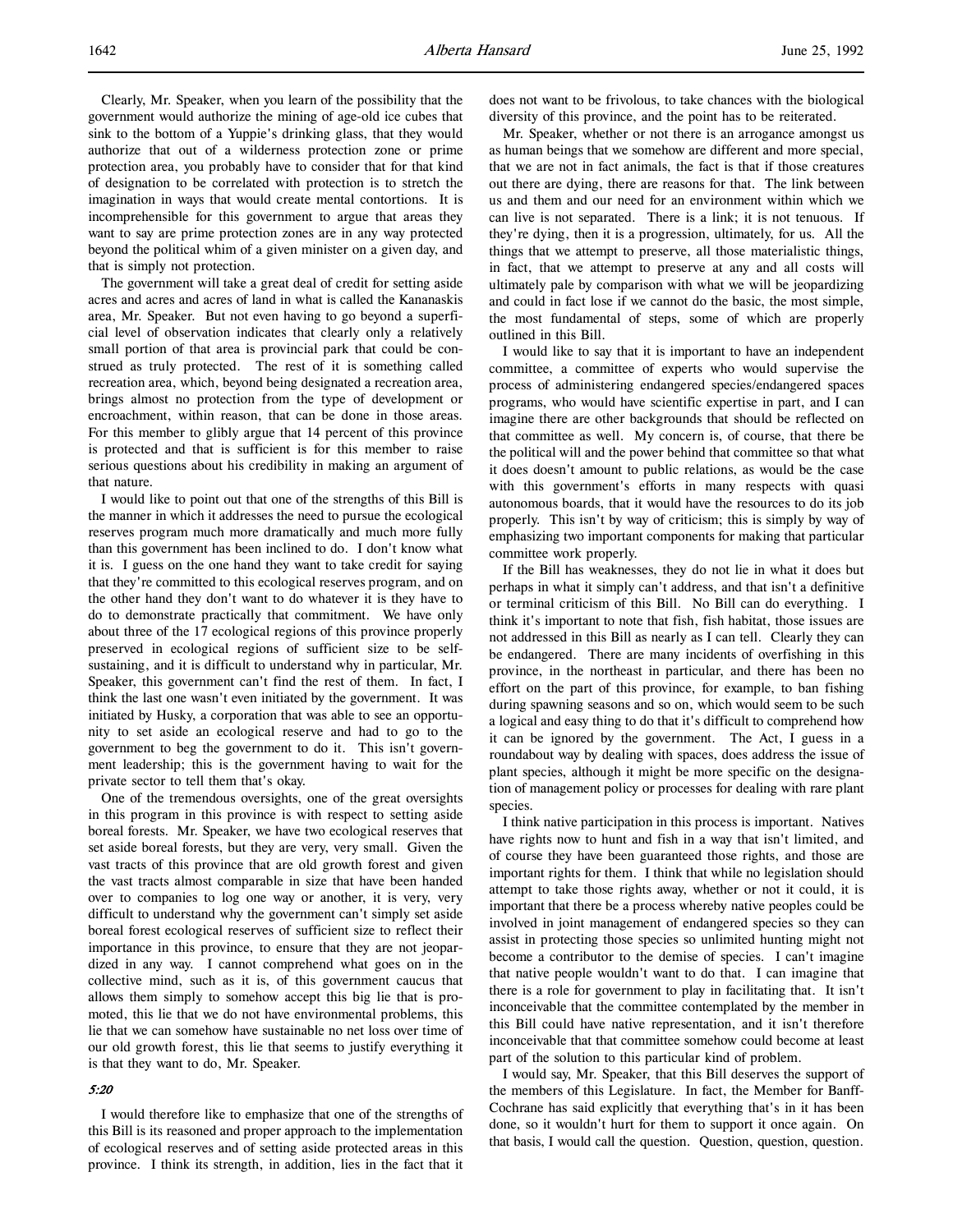Clearly, Mr. Speaker, when you learn of the possibility that the government would authorize the mining of age-old ice cubes that sink to the bottom of a Yuppie's drinking glass, that they would authorize that out of a wilderness protection zone or prime protection area, you probably have to consider that for that kind of designation to be correlated with protection is to stretch the imagination in ways that would create mental contortions. It is incomprehensible for this government to argue that areas they want to say are prime protection zones are in any way protected beyond the political whim of a given minister on a given day, and that is simply not protection.

The government will take a great deal of credit for setting aside acres and acres and acres of land in what is called the Kananaskis area, Mr. Speaker. But not even having to go beyond a superficial level of observation indicates that clearly only a relatively small portion of that area is provincial park that could be construed as truly protected. The rest of it is something called recreation area, which, beyond being designated a recreation area, brings almost no protection from the type of development or encroachment, within reason, that can be done in those areas. For this member to glibly argue that 14 percent of this province is protected and that is sufficient is for this member to raise serious questions about his credibility in making an argument of that nature.

I would like to point out that one of the strengths of this Bill is the manner in which it addresses the need to pursue the ecological reserves program much more dramatically and much more fully than this government has been inclined to do. I don't know what it is. I guess on the one hand they want to take credit for saying that they're committed to this ecological reserves program, and on the other hand they don't want to do whatever it is they have to do to demonstrate practically that commitment. We have only about three of the 17 ecological regions of this province properly preserved in ecological regions of sufficient size to be self-sustaining, and it is difficult to understand why in particular, Mr. Speaker, this government can't find the rest of them. In fact, I think the last one wasn't even initiated by the government. It was initiated by Husky, a corporation that was able to see an opportunity to set aside an ecological reserve and had to go to the government to beg the government to do it. This isn't government leadership; this is the government having to wait for the private sector to tell them that's okay.

One of the tremendous oversights, one of the great oversights in this program in this province is with respect to setting aside boreal forests. Mr. Speaker, we have two ecological reserves that set aside boreal forests, but they are very, very small. Given the vast tracts of this province that are old growth forest and given the vast tracts almost comparable in size that have been handed over to companies to log one way or another, it is very, very difficult to understand why the government can't simply set aside boreal forest ecological reserves of sufficient size to reflect their importance in this province, to ensure that they are not jeopardized in any way. I cannot comprehend what goes on in the collective mind, such as it is, of this government caucus that allows them simply to somehow accept this big lie that is promoted, this lie that we do not have environmental problems, this lie that we can somehow have sustainable no net loss over time of our old growth forest, this lie that seems to justify everything it is that they want to do, Mr. Speaker.

*5:20*

I would therefore like to emphasize that one of the strengths of this Bill is its reasoned and proper approach to the implementation of ecological reserves and of setting aside protected areas in this province. I think its strength, in addition, lies in the fact that it does not want to be frivolous, to take chances with the biological diversity of this province, and the point has to be reiterated.

Mr. Speaker, whether or not there is an arrogance amongst us as human beings that we somehow are different and more special, that we are not in fact animals, the fact is that if those creatures out there are dying, there are reasons for that. The link between us and them and our need for an environment within which we can live is not separated. There is a link; it is not tenuous. If they're dying, then it is a progression, ultimately, for us. All the things that we attempt to preserve, all those materialistic things, in fact, that we attempt to preserve at any and all costs will ultimately pale by comparison with what we will be jeopardizing and could in fact lose if we cannot do the basic, the most simple, the most fundamental of steps, some of which are properly outlined in this Bill.

I would like to say that it is important to have an independent committee, a committee of experts who would supervise the process of administering endangered species/endangered spaces programs, who would have scientific expertise in part, and I can imagine there are other backgrounds that should be reflected on that committee as well. My concern is, of course, that there be the political will and the power behind that committee so that what it does doesn't amount to public relations, as would be the case with this government's efforts in many respects with quasi autonomous boards, that it would have the resources to do its job properly. This isn't by way of criticism; this is simply by way of emphasizing two important components for making that particular committee work properly.

If the Bill has weaknesses, they do not lie in what it does but perhaps in what it simply can't address, and that isn't a definitive or terminal criticism of this Bill. No Bill can do everything. I think it's important to note that fish, fish habitat, those issues are not addressed in this Bill as nearly as I can tell. Clearly they can be endangered. There are many incidents of overfishing in this province, in the northeast in particular, and there has been no effort on the part of this province, for example, to ban fishing during spawning seasons and so on, which would seem to be such a logical and easy thing to do that it's difficult to comprehend how it can be ignored by the government. The Act, I guess in a roundabout way by dealing with spaces, does address the issue of plant species, although it might be more specific on the designation of management policy or processes for dealing with rare plant species.

I think native participation in this process is important. Natives have rights now to hunt and fish in a way that isn't limited, and of course they have been guaranteed those rights, and those are important rights for them. I think that while no legislation should attempt to take those rights away, whether or not it could, it is important that there be a process whereby native peoples could be involved in joint management of endangered species so they can assist in protecting those species so unlimited hunting might not become a contributor to the demise of species. I can't imagine that native people wouldn't want to do that. I can imagine that there is a role for government to play in facilitating that. It isn't inconceivable that the committee contemplated by the member in this Bill could have native representation, and it isn't therefore inconceivable that that committee somehow could become at least part of the solution to this particular kind of problem.

I would say, Mr. Speaker, that this Bill deserves the support of the members of this Legislature. In fact, the Member for Banff-Cochrane has said explicitly that everything that's in it has been done, so it wouldn't hurt for them to support it once again. On that basis, I would call the question. Question, question, question.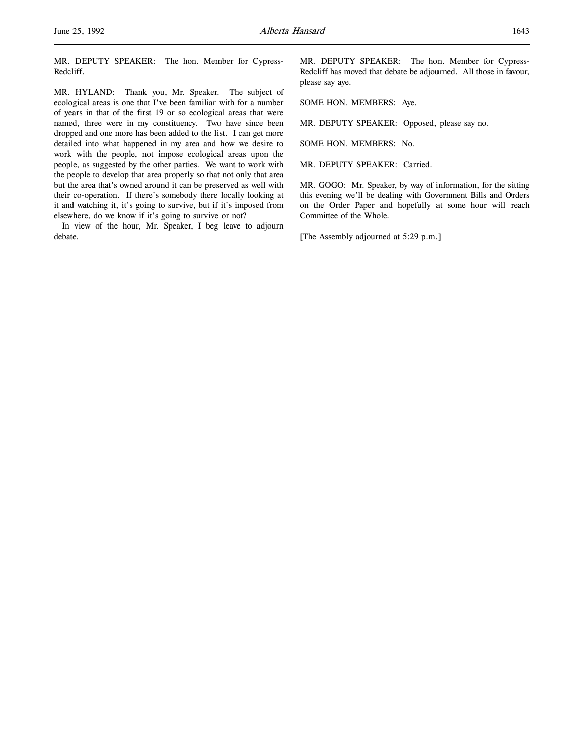MR. DEPUTY SPEAKER: The hon. Member for Cypress-Redcliff.

MR. HYLAND: Thank you, Mr. Speaker. The subject of ecological areas is one that I've been familiar with for a number of years in that of the first 19 or so ecological areas that were named, three were in my constituency. Two have since been dropped and one more has been added to the list. I can get more detailed into what happened in my area and how we desire to work with the people, not impose ecological areas upon the people, as suggested by the other parties. We want to work with the people to develop that area properly so that not only that area but the area that's owned around it can be preserved as well with their co-operation. If there's somebody there locally looking at it and watching it, it's going to survive, but if it's imposed from elsewhere, do we know if it's going to survive or not?

In view of the hour, Mr. Speaker, I beg leave to adjourn debate.

MR. DEPUTY SPEAKER: The hon. Member for Cypress-Redcliff has moved that debate be adjourned. All those in favour, please say aye.

SOME HON. MEMBERS: Aye.

MR. DEPUTY SPEAKER: Opposed, please say no.

SOME HON. MEMBERS: No.

MR. DEPUTY SPEAKER: Carried.

MR. GOGO: Mr. Speaker, by way of information, for the sitting this evening we'll be dealing with Government Bills and Orders on the Order Paper and hopefully at some hour will reach Committee of the Whole.

[The Assembly adjourned at 5:29 p.m.]